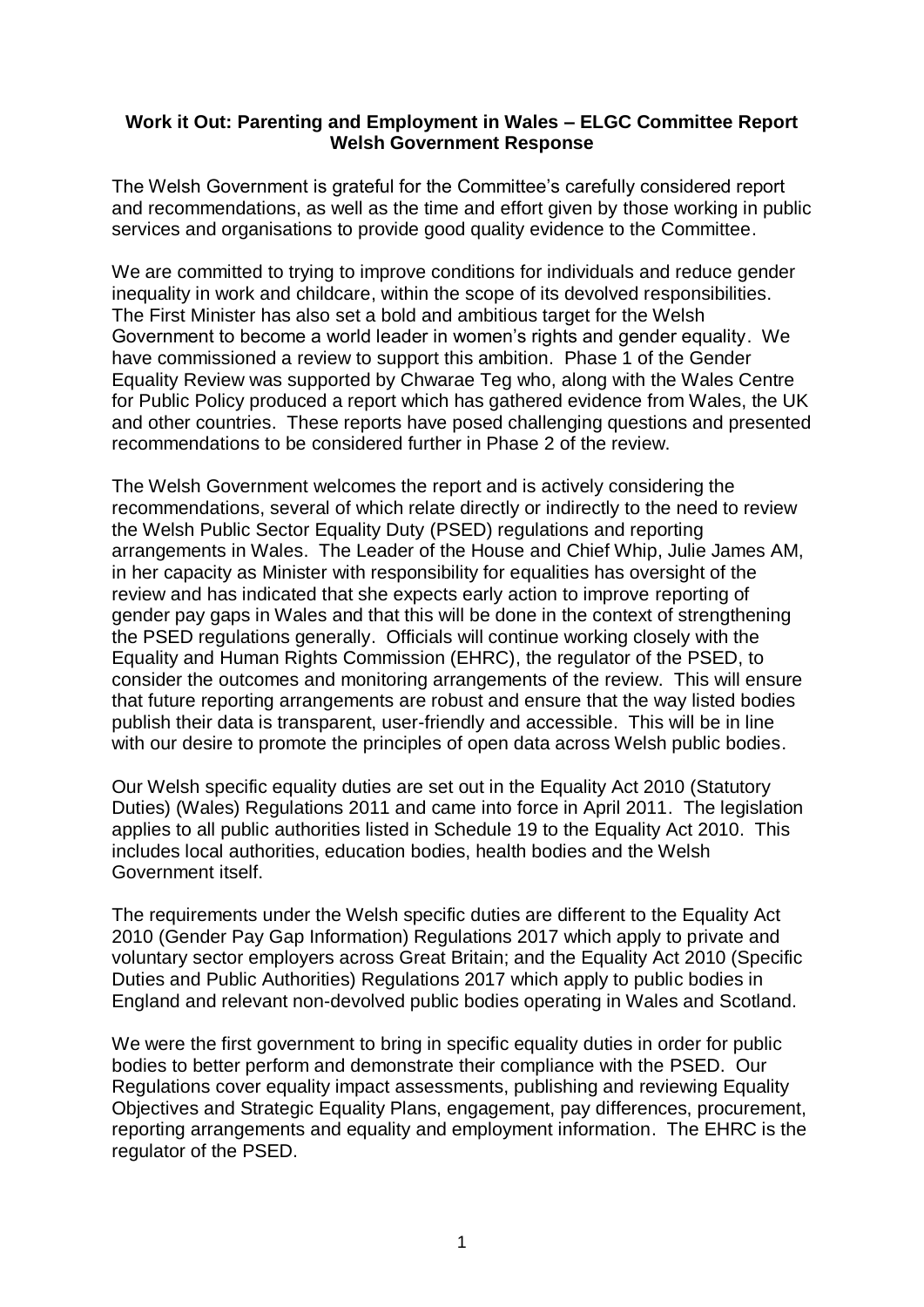**Work it Out: Parenting and Employment in Wales – ELGC Committee Report Welsh Government Response**

The Welsh Government is grateful for the Committee's carefully considered report and recommendations, as well as the time and effort given by those working in public services and organisations to provide good quality evidence to the Committee.

We are committed to trying to improve conditions for individuals and reduce gender inequality in work and childcare, within the scope of its devolved responsibilities. The First Minister has also set a bold and ambitious target for the Welsh Government to become a world leader in women's rights and gender equality. We have commissioned a review to support this ambition. Phase 1 of the Gender Equality Review was supported by Chwarae Teg who, along with the Wales Centre for Public Policy produced a report which has gathered evidence from Wales, the UK and other countries. These reports have posed challenging questions and presented recommendations to be considered further in Phase 2 of the review.

The Welsh Government welcomes the report and is actively considering the recommendations, several of which relate directly or indirectly to the need to review the Welsh Public Sector Equality Duty (PSED) regulations and reporting arrangements in Wales. The Leader of the House and Chief Whip, Julie James AM, in her capacity as Minister with responsibility for equalities has oversight of the review and has indicated that she expects early action to improve reporting of gender pay gaps in Wales and that this will be done in the context of strengthening the PSED regulations generally. Officials will continue working closely with the Equality and Human Rights Commission (EHRC), the regulator of the PSED, to consider the outcomes and monitoring arrangements of the review. This will ensure that future reporting arrangements are robust and ensure that the way listed bodies publish their data is transparent, user-friendly and accessible. This will be in line with our desire to promote the principles of open data across Welsh public bodies.

Our Welsh specific equality duties are set out in the Equality Act 2010 (Statutory Duties) (Wales) Regulations 2011 and came into force in April 2011. The legislation applies to all public authorities listed in Schedule 19 to the Equality Act 2010. This includes local authorities, education bodies, health bodies and the Welsh Government itself.

The requirements under the Welsh specific duties are different to the Equality Act 2010 (Gender Pay Gap Information) Regulations 2017 which apply to private and voluntary sector employers across Great Britain; and the Equality Act 2010 (Specific Duties and Public Authorities) Regulations 2017 which apply to public bodies in England and relevant non-devolved public bodies operating in Wales and Scotland.

We were the first government to bring in specific equality duties in order for public bodies to better perform and demonstrate their compliance with the PSED. Our Regulations cover equality impact assessments, publishing and reviewing Equality Objectives and Strategic Equality Plans, engagement, pay differences, procurement, reporting arrangements and equality and employment information. The EHRC is the regulator of the PSED.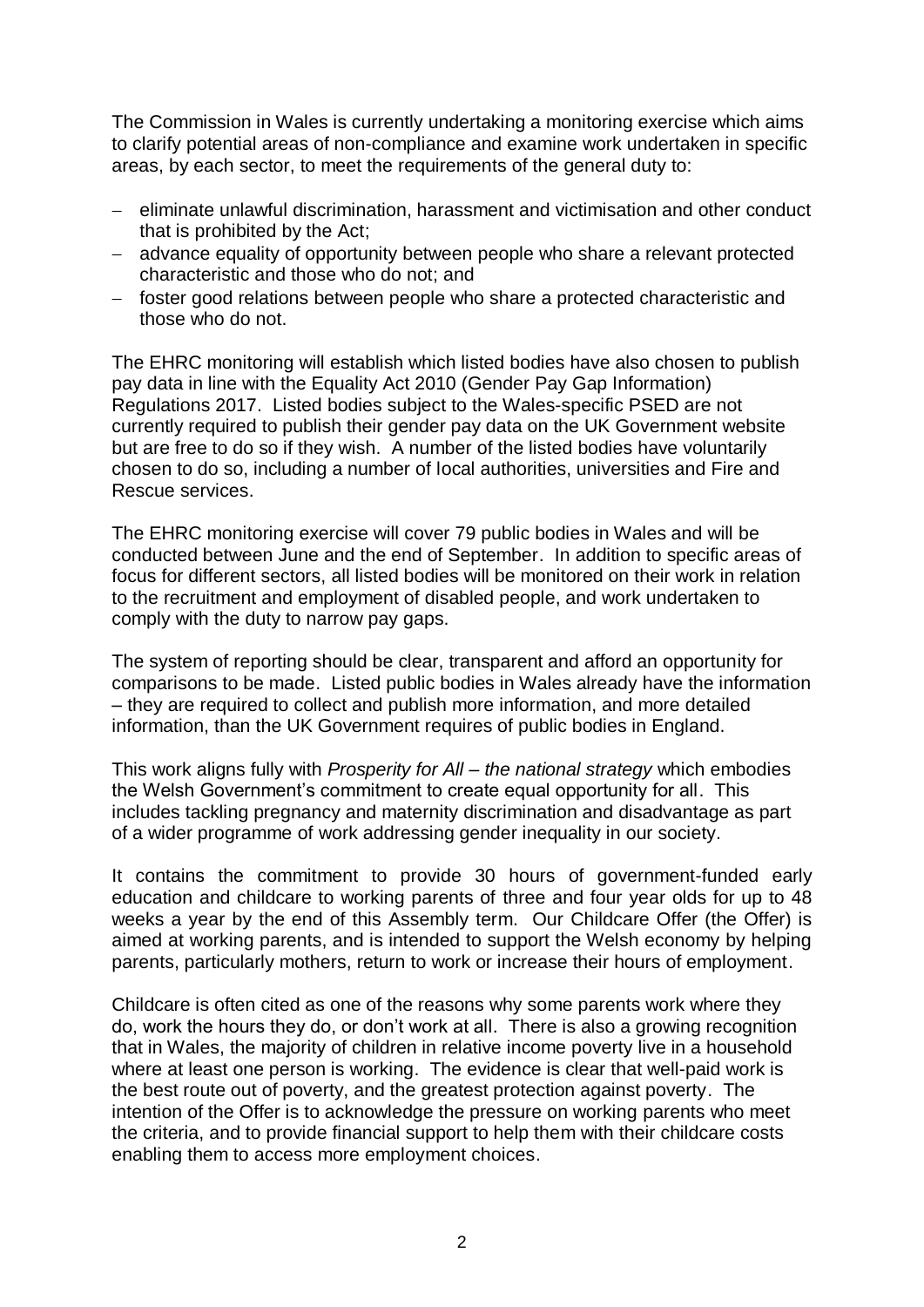The Commission in Wales is currently undertaking a monitoring exercise which aims to clarify potential areas of non-compliance and examine work undertaken in specific areas, by each sector, to meet the requirements of the general duty to:

- eliminate unlawful discrimination, harassment and victimisation and other conduct that is prohibited by the Act;
- advance equality of opportunity between people who share a relevant protected characteristic and those who do not; and
- foster good relations between people who share a protected characteristic and those who do not.

The EHRC monitoring will establish which listed bodies have also chosen to publish pay data in line with the Equality Act 2010 (Gender Pay Gap Information) Regulations 2017. Listed bodies subject to the Wales-specific PSED are not currently required to publish their gender pay data on the UK Government website but are free to do so if they wish. A number of the listed bodies have voluntarily chosen to do so, including a number of local authorities, universities and Fire and Rescue services.

The EHRC monitoring exercise will cover 79 public bodies in Wales and will be conducted between June and the end of September. In addition to specific areas of focus for different sectors, all listed bodies will be monitored on their work in relation to the recruitment and employment of disabled people, and work undertaken to comply with the duty to narrow pay gaps.

The system of reporting should be clear, transparent and afford an opportunity for comparisons to be made. Listed public bodies in Wales already have the information – they are required to collect and publish more information, and more detailed information, than the UK Government requires of public bodies in England.

This work aligns fully with *Prosperity for All – the national strategy* which embodies the Welsh Government's commitment to create equal opportunity for all. This includes tackling pregnancy and maternity discrimination and disadvantage as part of a wider programme of work addressing gender inequality in our society.

It contains the commitment to provide 30 hours of government-funded early education and childcare to working parents of three and four year olds for up to 48 weeks a year by the end of this Assembly term. Our Childcare Offer (the Offer) is aimed at working parents, and is intended to support the Welsh economy by helping parents, particularly mothers, return to work or increase their hours of employment.

Childcare is often cited as one of the reasons why some parents work where they do, work the hours they do, or don't work at all. There is also a growing recognition that in Wales, the majority of children in relative income poverty live in a household where at least one person is working. The evidence is clear that well-paid work is the best route out of poverty, and the greatest protection against poverty. The intention of the Offer is to acknowledge the pressure on working parents who meet the criteria, and to provide financial support to help them with their childcare costs enabling them to access more employment choices.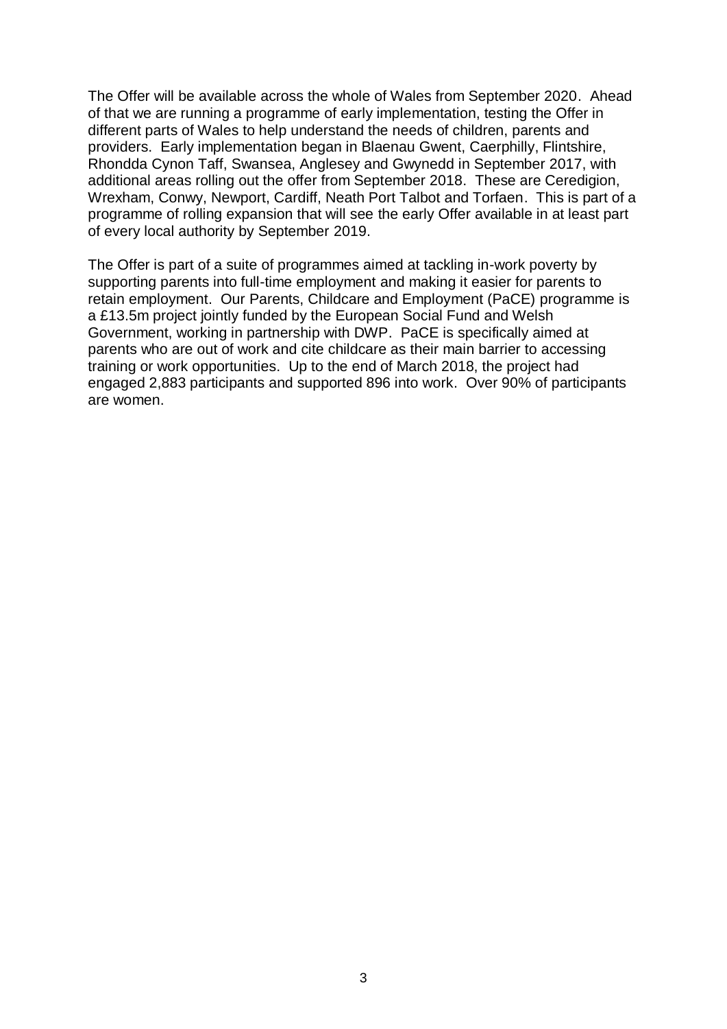The Offer will be available across the whole of Wales from September 2020. Ahead of that we are running a programme of early implementation, testing the Offer in different parts of Wales to help understand the needs of children, parents and providers. Early implementation began in Blaenau Gwent, Caerphilly, Flintshire, Rhondda Cynon Taff, Swansea, Anglesey and Gwynedd in September 2017, with additional areas rolling out the offer from September 2018. These are Ceredigion, Wrexham, Conwy, Newport, Cardiff, Neath Port Talbot and Torfaen. This is part of a programme of rolling expansion that will see the early Offer available in at least part of every local authority by September 2019.

The Offer is part of a suite of programmes aimed at tackling in-work poverty by supporting parents into full-time employment and making it easier for parents to retain employment. Our Parents, Childcare and Employment (PaCE) programme is a £13.5m project jointly funded by the European Social Fund and Welsh Government, working in partnership with DWP. PaCE is specifically aimed at parents who are out of work and cite childcare as their main barrier to accessing training or work opportunities. Up to the end of March 2018, the project had engaged 2,883 participants and supported 896 into work. Over 90% of participants are women.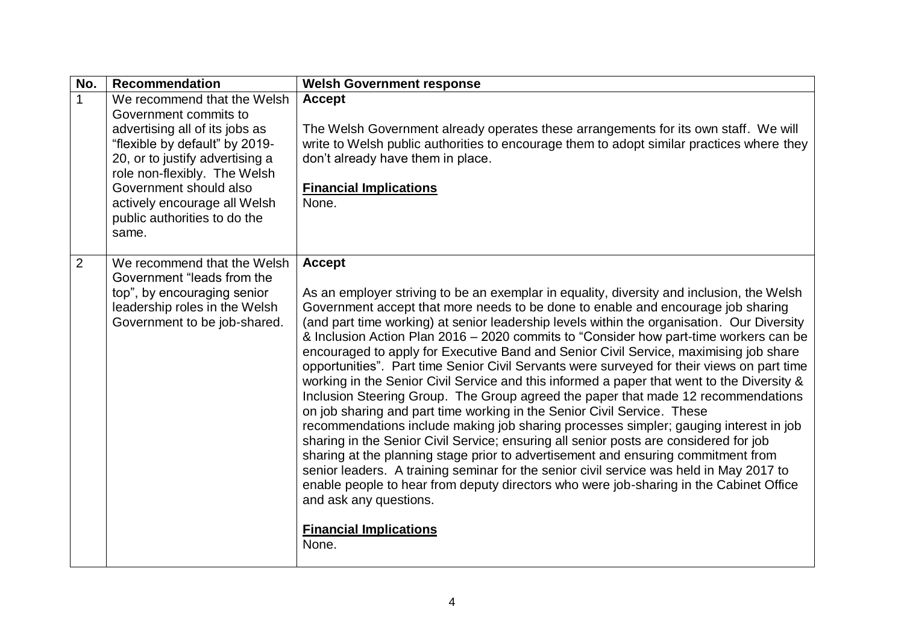| No. | Recommendation | Welsh Government response |
| --- | --- | --- |
| 1 | We recommend that the Welsh Government commits to advertising all of its jobs as "flexible by default" by 2019-20, or to justify advertising a role non-flexibly. The Welsh Government should also actively encourage all Welsh public authorities to do the same. | **Accept**<br><br>The Welsh Government already operates these arrangements for its own staff. We will write to Welsh public authorities to encourage them to adopt similar practices where they don't already have them in place.<br><br>**Financial Implications**<br>None. |
| 2 | We recommend that the Welsh Government "leads from the top", by encouraging senior leadership roles in the Welsh Government to be job-shared. | **Accept**<br><br>As an employer striving to be an exemplar in equality, diversity and inclusion, the Welsh Government accept that more needs to be done to enable and encourage job sharing (and part time working) at senior leadership levels within the organisation. Our Diversity & Inclusion Action Plan 2016 – 2020 commits to "Consider how part-time workers can be encouraged to apply for Executive Band and Senior Civil Service, maximising job share opportunities". Part time Senior Civil Servants were surveyed for their views on part time working in the Senior Civil Service and this informed a paper that went to the Diversity & Inclusion Steering Group. The Group agreed the paper that made 12 recommendations on job sharing and part time working in the Senior Civil Service. These recommendations include making job sharing processes simpler; gauging interest in job sharing in the Senior Civil Service; ensuring all senior posts are considered for job sharing at the planning stage prior to advertisement and ensuring commitment from senior leaders. A training seminar for the senior civil service was held in May 2017 to enable people to hear from deputy directors who were job-sharing in the Cabinet Office and ask any questions.<br><br>**Financial Implications**<br>None. |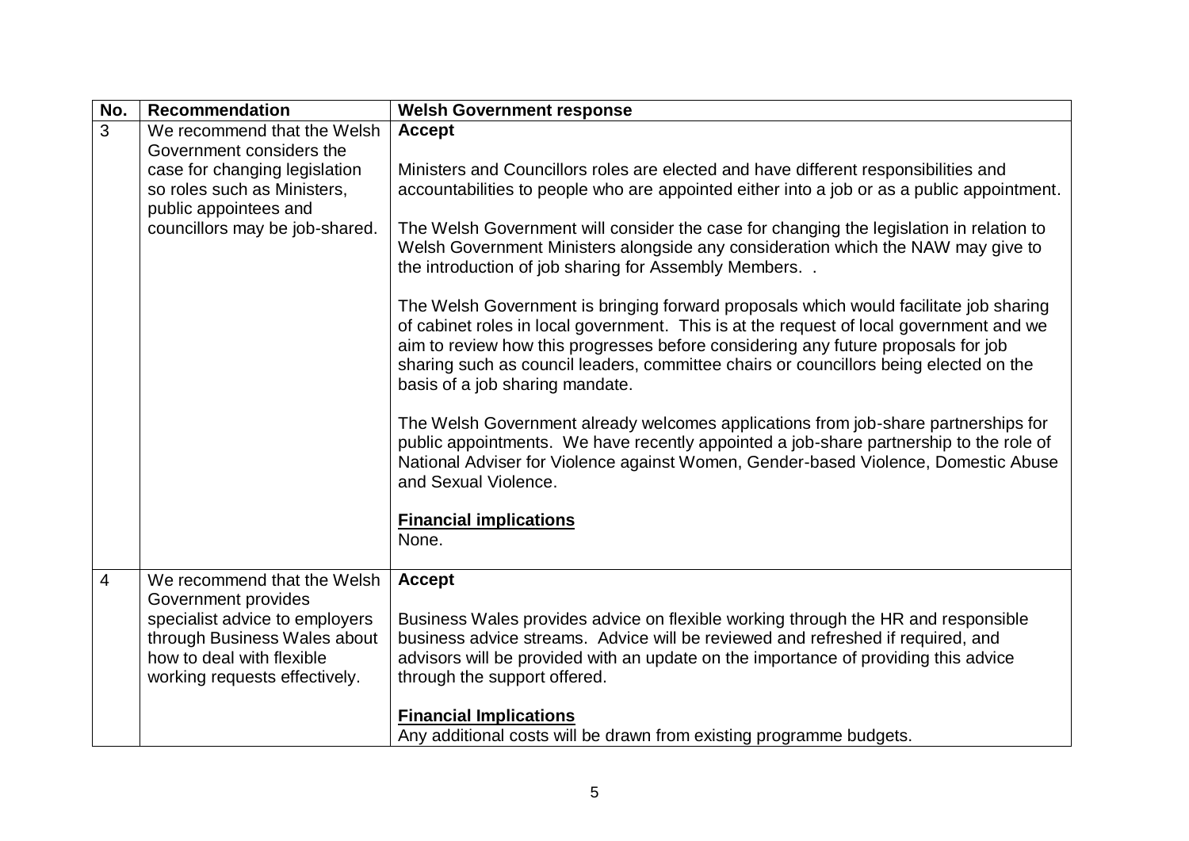| No. | Recommendation | Welsh Government response |
|---|---|---|
| 3 | We recommend that the Welsh Government considers the case for changing legislation so roles such as Ministers, public appointees and councillors may be job-shared. | **Accept**<br><br>Ministers and Councillors roles are elected and have different responsibilities and accountabilities to people who are appointed either into a job or as a public appointment.<br><br>The Welsh Government will consider the case for changing the legislation in relation to Welsh Government Ministers alongside any consideration which the NAW may give to the introduction of job sharing for Assembly Members. .<br><br>The Welsh Government is bringing forward proposals which would facilitate job sharing of cabinet roles in local government. This is at the request of local government and we aim to review how this progresses before considering any future proposals for job sharing such as council leaders, committee chairs or councillors being elected on the basis of a job sharing mandate.<br><br>The Welsh Government already welcomes applications from job-share partnerships for public appointments. We have recently appointed a job-share partnership to the role of National Adviser for Violence against Women, Gender-based Violence, Domestic Abuse and Sexual Violence.<br><br>**Financial implications**<br>None. |
| 4 | We recommend that the Welsh Government provides specialist advice to employers through Business Wales about how to deal with flexible working requests effectively. | **Accept**<br><br>Business Wales provides advice on flexible working through the HR and responsible business advice streams. Advice will be reviewed and refreshed if required, and advisors will be provided with an update on the importance of providing this advice through the support offered.<br><br>**Financial Implications**<br>Any additional costs will be drawn from existing programme budgets. |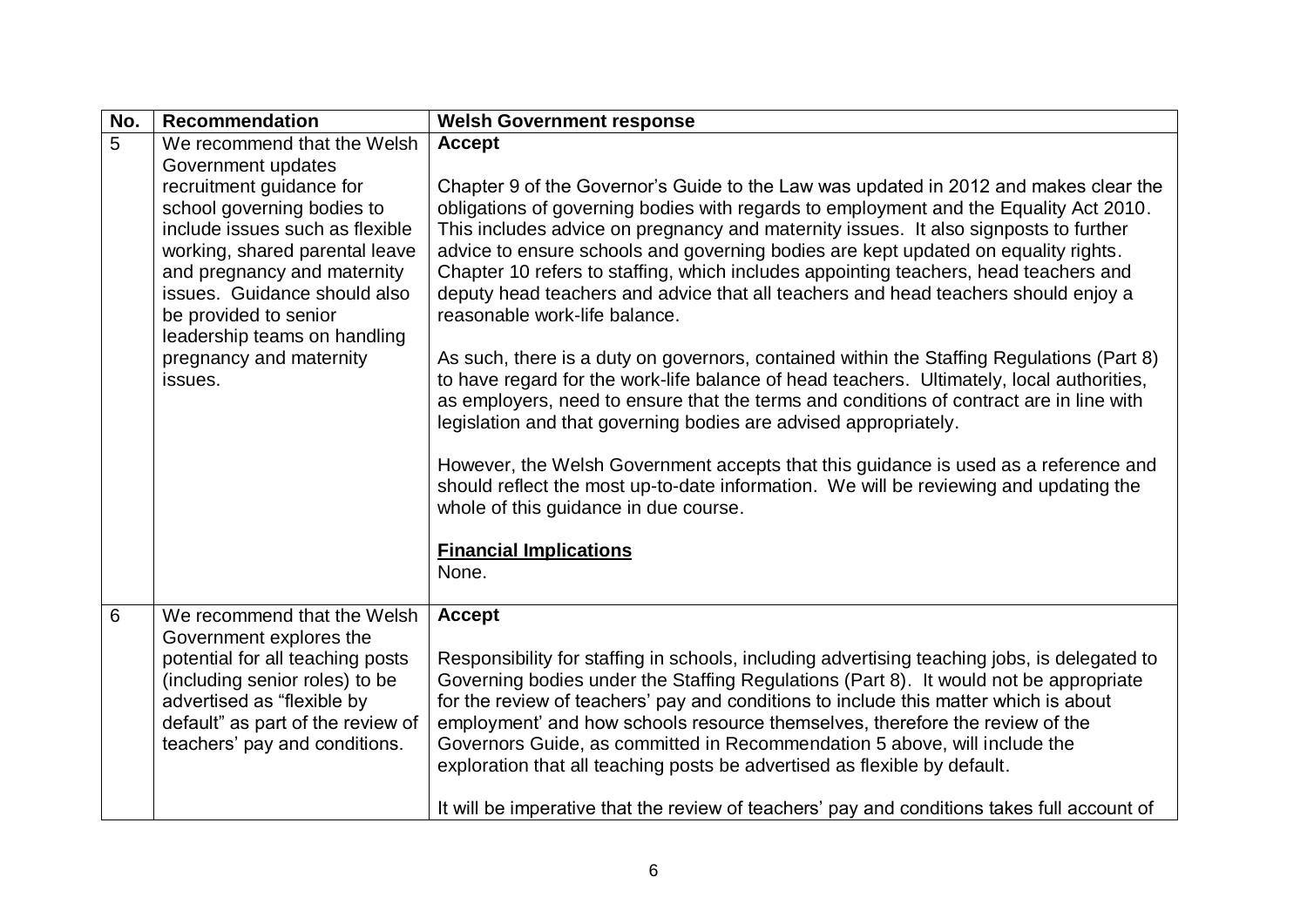| No. | Recommendation | Welsh Government response |
|---|---|---|
| 5 | We recommend that the Welsh Government updates recruitment guidance for school governing bodies to include issues such as flexible working, shared parental leave and pregnancy and maternity issues. Guidance should also be provided to senior leadership teams on handling pregnancy and maternity issues. | **Accept**<br><br>Chapter 9 of the Governor's Guide to the Law was updated in 2012 and makes clear the obligations of governing bodies with regards to employment and the Equality Act 2010. This includes advice on pregnancy and maternity issues. It also signposts to further advice to ensure schools and governing bodies are kept updated on equality rights. Chapter 10 refers to staffing, which includes appointing teachers, head teachers and deputy head teachers and advice that all teachers and head teachers should enjoy a reasonable work-life balance.<br><br>As such, there is a duty on governors, contained within the Staffing Regulations (Part 8) to have regard for the work-life balance of head teachers. Ultimately, local authorities, as employers, need to ensure that the terms and conditions of contract are in line with legislation and that governing bodies are advised appropriately.<br><br>However, the Welsh Government accepts that this guidance is used as a reference and should reflect the most up-to-date information. We will be reviewing and updating the whole of this guidance in due course.<br><br>**Financial Implications**<br>None. |
| 6 | We recommend that the Welsh Government explores the potential for all teaching posts (including senior roles) to be advertised as "flexible by default" as part of the review of teachers' pay and conditions. | **Accept**<br><br>Responsibility for staffing in schools, including advertising teaching jobs, is delegated to Governing bodies under the Staffing Regulations (Part 8). It would not be appropriate for the review of teachers' pay and conditions to include this matter which is about employment' and how schools resource themselves, therefore the review of the Governors Guide, as committed in Recommendation 5 above, will include the exploration that all teaching posts be advertised as flexible by default.<br><br>It will be imperative that the review of teachers' pay and conditions takes full account of |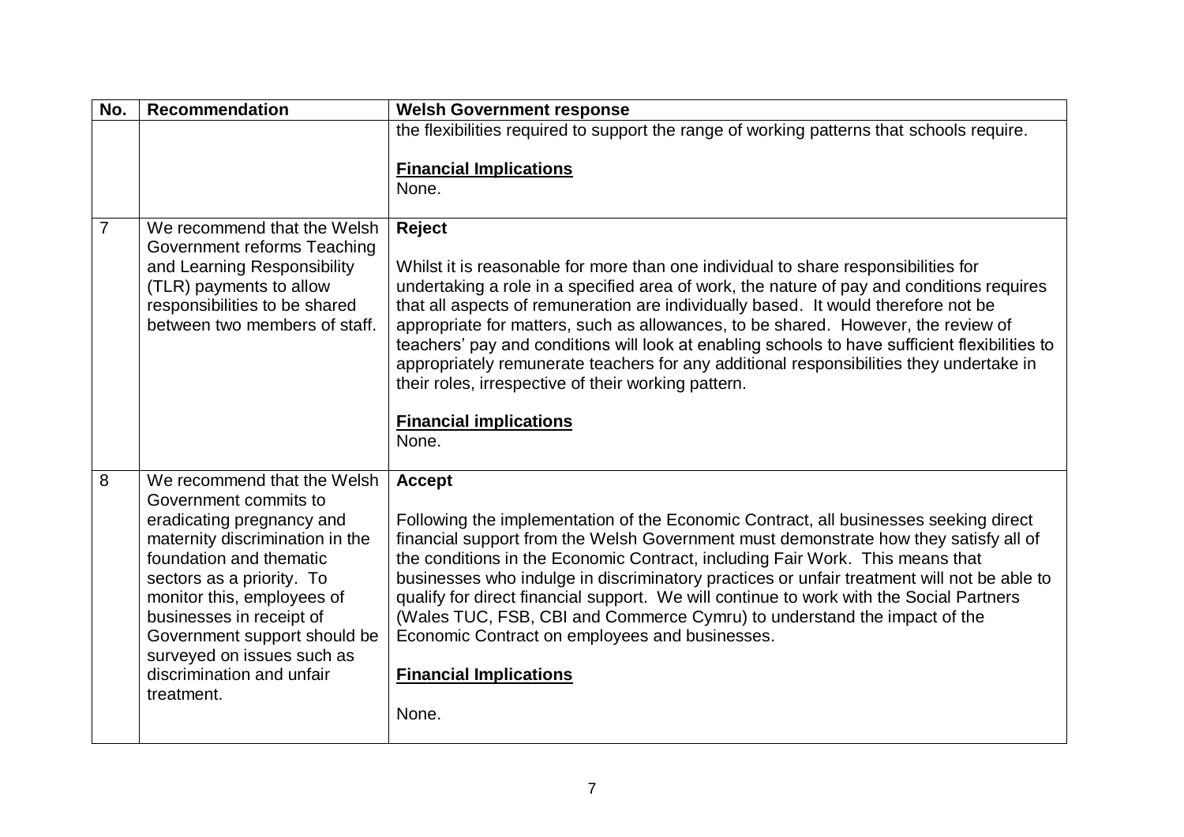| No. | Recommendation | Welsh Government response |
|---|---|---|
| | | the flexibilities required to support the range of working patterns that schools require.<br><br>**Financial Implications**<br>None. |
| 7 | We recommend that the Welsh Government reforms Teaching and Learning Responsibility (TLR) payments to allow responsibilities to be shared between two members of staff. | **Reject**<br><br>Whilst it is reasonable for more than one individual to share responsibilities for undertaking a role in a specified area of work, the nature of pay and conditions requires that all aspects of remuneration are individually based. It would therefore not be appropriate for matters, such as allowances, to be shared. However, the review of teachers' pay and conditions will look at enabling schools to have sufficient flexibilities to appropriately remunerate teachers for any additional responsibilities they undertake in their roles, irrespective of their working pattern.<br><br>**Financial implications**<br>None. |
| 8 | We recommend that the Welsh Government commits to eradicating pregnancy and maternity discrimination in the foundation and thematic sectors as a priority. To monitor this, employees of businesses in receipt of Government support should be surveyed on issues such as discrimination and unfair treatment. | **Accept**<br><br>Following the implementation of the Economic Contract, all businesses seeking direct financial support from the Welsh Government must demonstrate how they satisfy all of the conditions in the Economic Contract, including Fair Work. This means that businesses who indulge in discriminatory practices or unfair treatment will not be able to qualify for direct financial support. We will continue to work with the Social Partners (Wales TUC, FSB, CBI and Commerce Cymru) to understand the impact of the Economic Contract on employees and businesses.<br><br>**Financial Implications**<br><br>None. |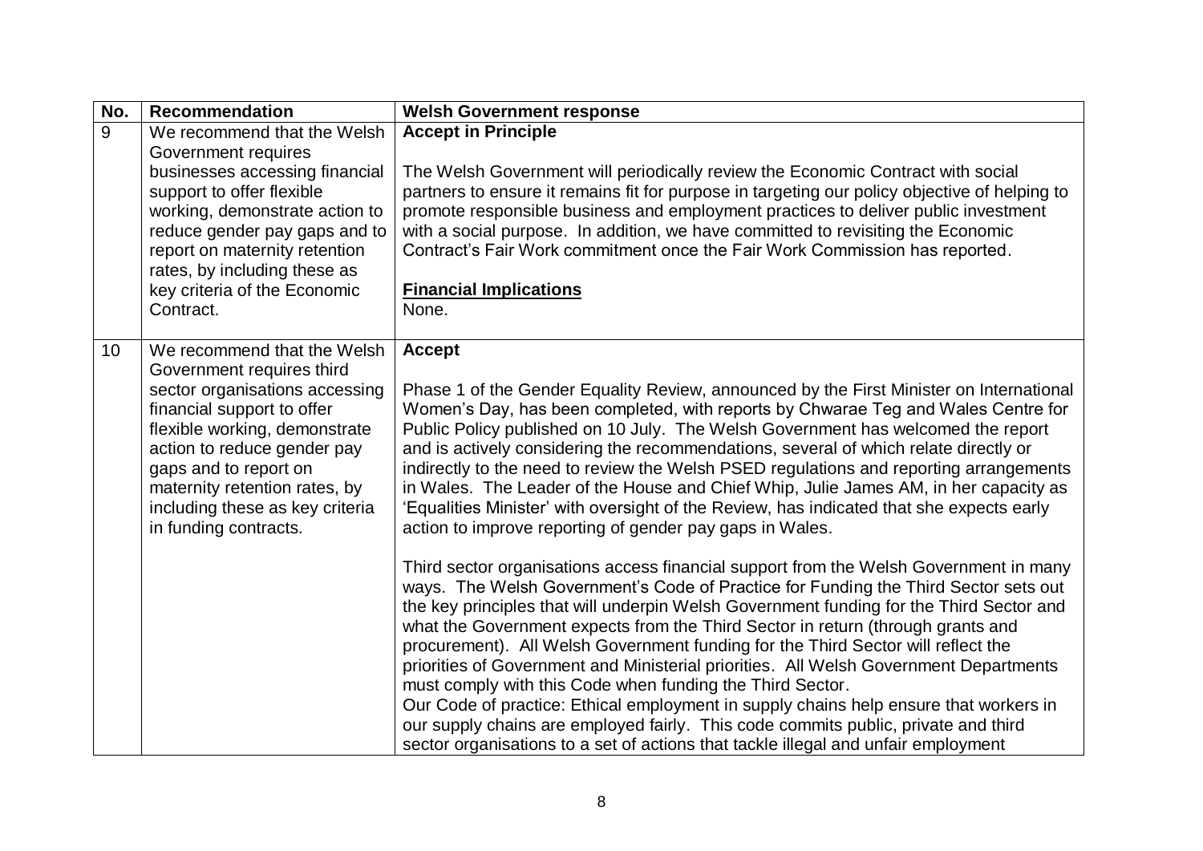| No. | Recommendation | Welsh Government response |
|---|---|---|
| 9 | We recommend that the Welsh Government requires businesses accessing financial support to offer flexible working, demonstrate action to reduce gender pay gaps and to report on maternity retention rates, by including these as key criteria of the Economic Contract. | **Accept in Principle**<br><br>The Welsh Government will periodically review the Economic Contract with social partners to ensure it remains fit for purpose in targeting our policy objective of helping to promote responsible business and employment practices to deliver public investment with a social purpose. In addition, we have committed to revisiting the Economic Contract's Fair Work commitment once the Fair Work Commission has reported.<br><br>**<u>Financial Implications</u>**<br>None. |
| 10 | We recommend that the Welsh Government requires third sector organisations accessing financial support to offer flexible working, demonstrate action to reduce gender pay gaps and to report on maternity retention rates, by including these as key criteria in funding contracts. | **Accept**<br><br>Phase 1 of the Gender Equality Review, announced by the First Minister on International Women's Day, has been completed, with reports by Chwarae Teg and Wales Centre for Public Policy published on 10 July. The Welsh Government has welcomed the report and is actively considering the recommendations, several of which relate directly or indirectly to the need to review the Welsh PSED regulations and reporting arrangements in Wales. The Leader of the House and Chief Whip, Julie James AM, in her capacity as 'Equalities Minister' with oversight of the Review, has indicated that she expects early action to improve reporting of gender pay gaps in Wales.<br><br>Third sector organisations access financial support from the Welsh Government in many ways. The Welsh Government's Code of Practice for Funding the Third Sector sets out the key principles that will underpin Welsh Government funding for the Third Sector and what the Government expects from the Third Sector in return (through grants and procurement). All Welsh Government funding for the Third Sector will reflect the priorities of Government and Ministerial priorities. All Welsh Government Departments must comply with this Code when funding the Third Sector.<br>Our Code of practice: Ethical employment in supply chains help ensure that workers in our supply chains are employed fairly. This code commits public, private and third sector organisations to a set of actions that tackle illegal and unfair employment |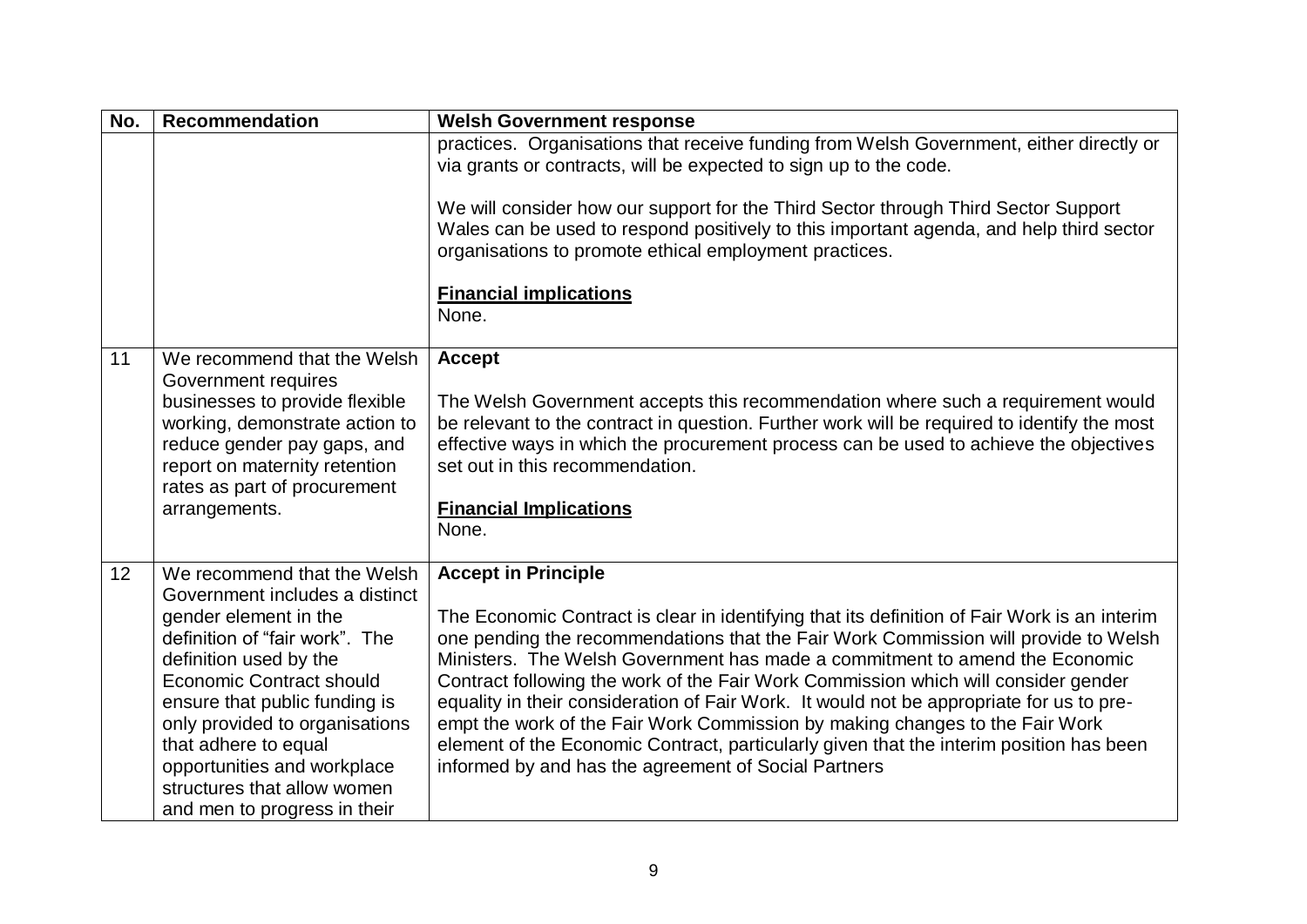| No. | Recommendation | Welsh Government response |
| --- | --- | --- |
| | | practices. Organisations that receive funding from Welsh Government, either directly or via grants or contracts, will be expected to sign up to the code.<br><br>We will consider how our support for the Third Sector through Third Sector Support Wales can be used to respond positively to this important agenda, and help third sector organisations to promote ethical employment practices.<br><br>**Financial implications**<br>None. |
| 11 | We recommend that the Welsh Government requires businesses to provide flexible working, demonstrate action to reduce gender pay gaps, and report on maternity retention rates as part of procurement arrangements. | **Accept**<br><br>The Welsh Government accepts this recommendation where such a requirement would be relevant to the contract in question. Further work will be required to identify the most effective ways in which the procurement process can be used to achieve the objectives set out in this recommendation.<br><br>**Financial Implications**<br>None. |
| 12 | We recommend that the Welsh Government includes a distinct gender element in the definition of "fair work". The definition used by the Economic Contract should ensure that public funding is only provided to organisations that adhere to equal opportunities and workplace structures that allow women and men to progress in their | **Accept in Principle**<br><br>The Economic Contract is clear in identifying that its definition of Fair Work is an interim one pending the recommendations that the Fair Work Commission will provide to Welsh Ministers. The Welsh Government has made a commitment to amend the Economic Contract following the work of the Fair Work Commission which will consider gender equality in their consideration of Fair Work. It would not be appropriate for us to pre-empt the work of the Fair Work Commission by making changes to the Fair Work element of the Economic Contract, particularly given that the interim position has been informed by and has the agreement of Social Partners |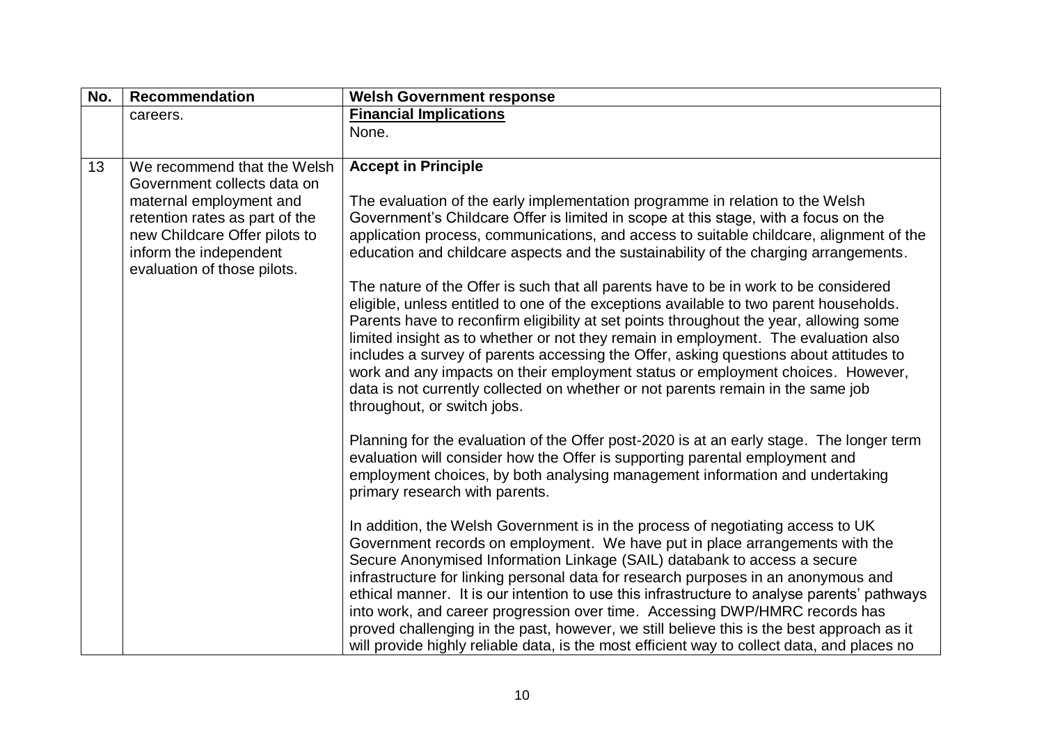| No. | Recommendation | Welsh Government response |
|---|---|---|
| | careers. | **Financial Implications**<br>None. |
| 13 | We recommend that the Welsh Government collects data on maternal employment and retention rates as part of the new Childcare Offer pilots to inform the independent evaluation of those pilots. | **Accept in Principle**<br><br>The evaluation of the early implementation programme in relation to the Welsh Government's Childcare Offer is limited in scope at this stage, with a focus on the application process, communications, and access to suitable childcare, alignment of the education and childcare aspects and the sustainability of the charging arrangements.<br><br>The nature of the Offer is such that all parents have to be in work to be considered eligible, unless entitled to one of the exceptions available to two parent households. Parents have to reconfirm eligibility at set points throughout the year, allowing some limited insight as to whether or not they remain in employment. The evaluation also includes a survey of parents accessing the Offer, asking questions about attitudes to work and any impacts on their employment status or employment choices. However, data is not currently collected on whether or not parents remain in the same job throughout, or switch jobs.<br><br>Planning for the evaluation of the Offer post-2020 is at an early stage. The longer term evaluation will consider how the Offer is supporting parental employment and employment choices, by both analysing management information and undertaking primary research with parents.<br><br>In addition, the Welsh Government is in the process of negotiating access to UK Government records on employment. We have put in place arrangements with the Secure Anonymised Information Linkage (SAIL) databank to access a secure infrastructure for linking personal data for research purposes in an anonymous and ethical manner. It is our intention to use this infrastructure to analyse parents' pathways into work, and career progression over time. Accessing DWP/HMRC records has proved challenging in the past, however, we still believe this is the best approach as it will provide highly reliable data, is the most efficient way to collect data, and places no |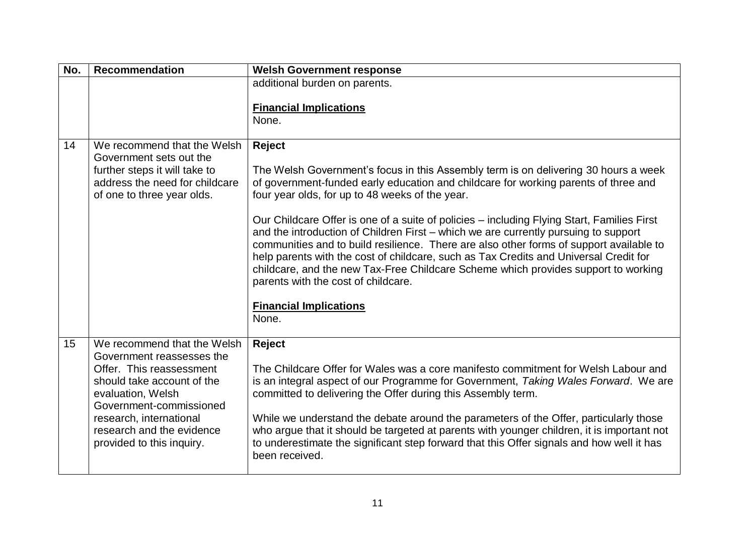| No. | Recommendation | Welsh Government response |
|---|---|---|
| | | additional burden on parents.<br><br>**Financial Implications**<br>None. |
| 14 | We recommend that the Welsh Government sets out the further steps it will take to address the need for childcare of one to three year olds. | **Reject**<br><br>The Welsh Government's focus in this Assembly term is on delivering 30 hours a week of government-funded early education and childcare for working parents of three and four year olds, for up to 48 weeks of the year.<br><br>Our Childcare Offer is one of a suite of policies – including Flying Start, Families First and the introduction of Children First – which we are currently pursuing to support communities and to build resilience. There are also other forms of support available to help parents with the cost of childcare, such as Tax Credits and Universal Credit for childcare, and the new Tax-Free Childcare Scheme which provides support to working parents with the cost of childcare.<br><br>**Financial Implications**<br>None. |
| 15 | We recommend that the Welsh Government reassesses the Offer. This reassessment should take account of the evaluation, Welsh Government-commissioned research, international research and the evidence provided to this inquiry. | **Reject**<br><br>The Childcare Offer for Wales was a core manifesto commitment for Welsh Labour and is an integral aspect of our Programme for Government, *Taking Wales Forward*. We are committed to delivering the Offer during this Assembly term.<br><br>While we understand the debate around the parameters of the Offer, particularly those who argue that it should be targeted at parents with younger children, it is important not to underestimate the significant step forward that this Offer signals and how well it has been received. |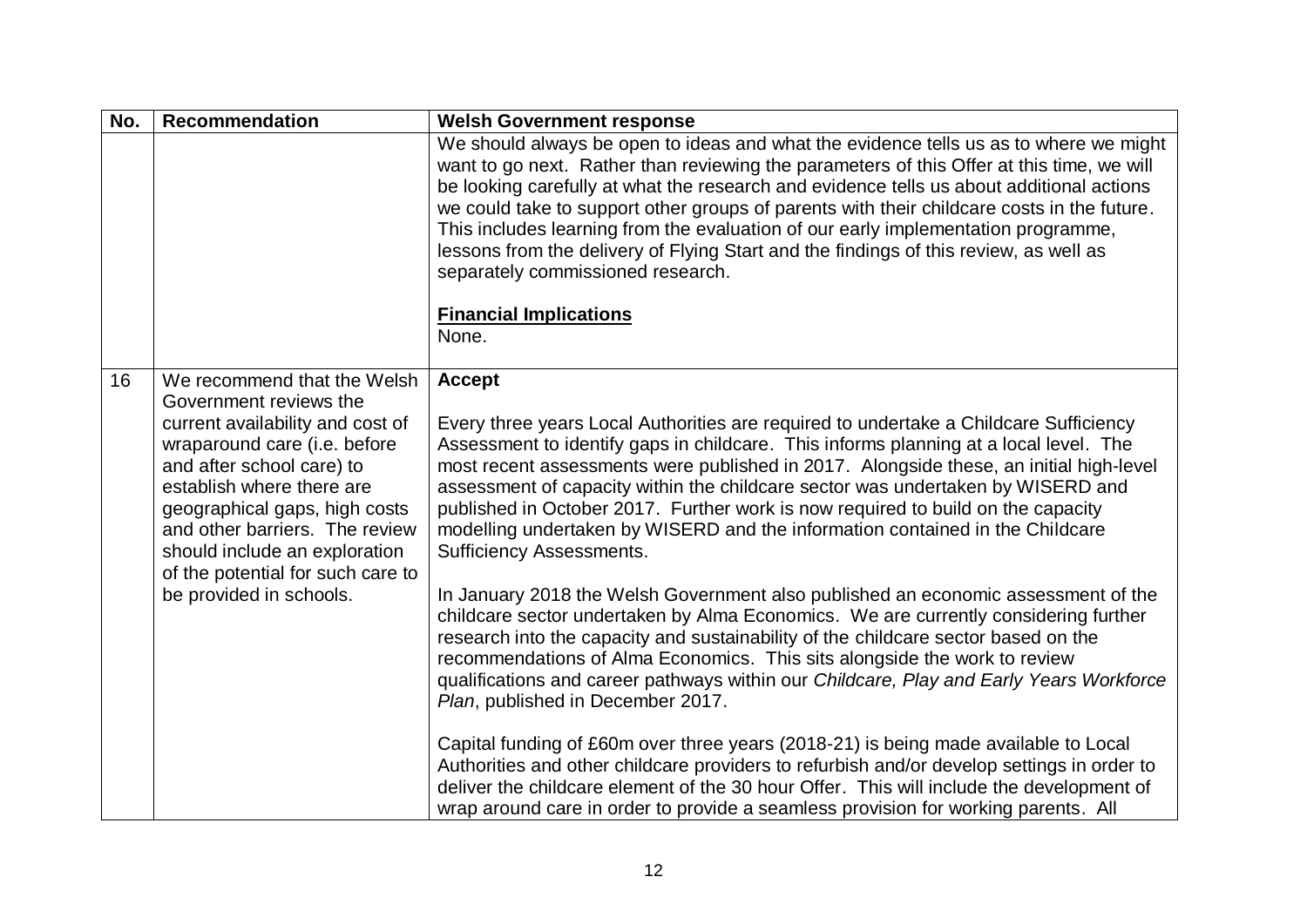| No. | Recommendation | Welsh Government response |
| --- | --- | --- |
| | | We should always be open to ideas and what the evidence tells us as to where we might want to go next. Rather than reviewing the parameters of this Offer at this time, we will be looking carefully at what the research and evidence tells us about additional actions we could take to support other groups of parents with their childcare costs in the future. This includes learning from the evaluation of our early implementation programme, lessons from the delivery of Flying Start and the findings of this review, as well as separately commissioned research.<br><br>**Financial Implications**<br>None. |
| 16 | We recommend that the Welsh Government reviews the current availability and cost of wraparound care (i.e. before and after school care) to establish where there are geographical gaps, high costs and other barriers. The review should include an exploration of the potential for such care to be provided in schools. | **Accept**<br><br>Every three years Local Authorities are required to undertake a Childcare Sufficiency Assessment to identify gaps in childcare. This informs planning at a local level. The most recent assessments were published in 2017. Alongside these, an initial high-level assessment of capacity within the childcare sector was undertaken by WISERD and published in October 2017. Further work is now required to build on the capacity modelling undertaken by WISERD and the information contained in the Childcare Sufficiency Assessments.<br><br>In January 2018 the Welsh Government also published an economic assessment of the childcare sector undertaken by Alma Economics. We are currently considering further research into the capacity and sustainability of the childcare sector based on the recommendations of Alma Economics. This sits alongside the work to review qualifications and career pathways within our *Childcare, Play and Early Years Workforce Plan*, published in December 2017.<br><br>Capital funding of £60m over three years (2018-21) is being made available to Local Authorities and other childcare providers to refurbish and/or develop settings in order to deliver the childcare element of the 30 hour Offer. This will include the development of wrap around care in order to provide a seamless provision for working parents. All |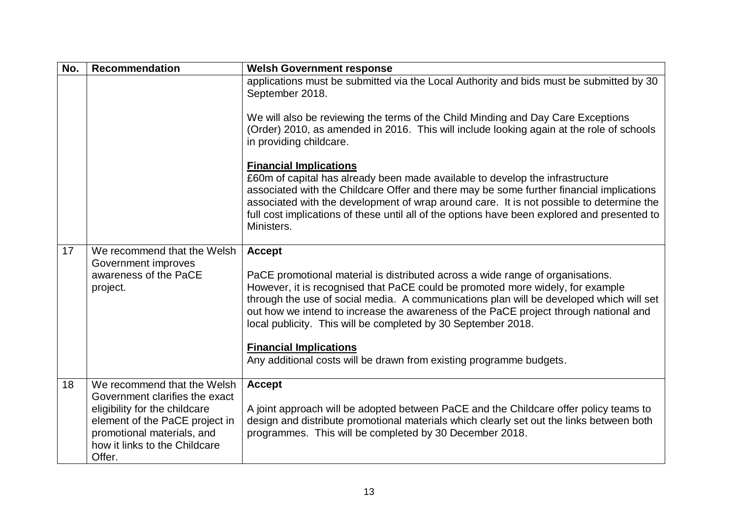| No. | Recommendation | Welsh Government response |
| --- | --- | --- |
| | | applications must be submitted via the Local Authority and bids must be submitted by 30 September 2018.<br><br>We will also be reviewing the terms of the Child Minding and Day Care Exceptions (Order) 2010, as amended in 2016. This will include looking again at the role of schools in providing childcare.<br><br>**Financial Implications**<br>£60m of capital has already been made available to develop the infrastructure associated with the Childcare Offer and there may be some further financial implications associated with the development of wrap around care. It is not possible to determine the full cost implications of these until all of the options have been explored and presented to Ministers. |
| 17 | We recommend that the Welsh Government improves awareness of the PaCE project. | **Accept**<br><br>PaCE promotional material is distributed across a wide range of organisations. However, it is recognised that PaCE could be promoted more widely, for example through the use of social media. A communications plan will be developed which will set out how we intend to increase the awareness of the PaCE project through national and local publicity. This will be completed by 30 September 2018.<br><br>**Financial Implications**<br>Any additional costs will be drawn from existing programme budgets. |
| 18 | We recommend that the Welsh Government clarifies the exact eligibility for the childcare element of the PaCE project in promotional materials, and how it links to the Childcare Offer. | **Accept**<br><br>A joint approach will be adopted between PaCE and the Childcare offer policy teams to design and distribute promotional materials which clearly set out the links between both programmes. This will be completed by 30 December 2018. |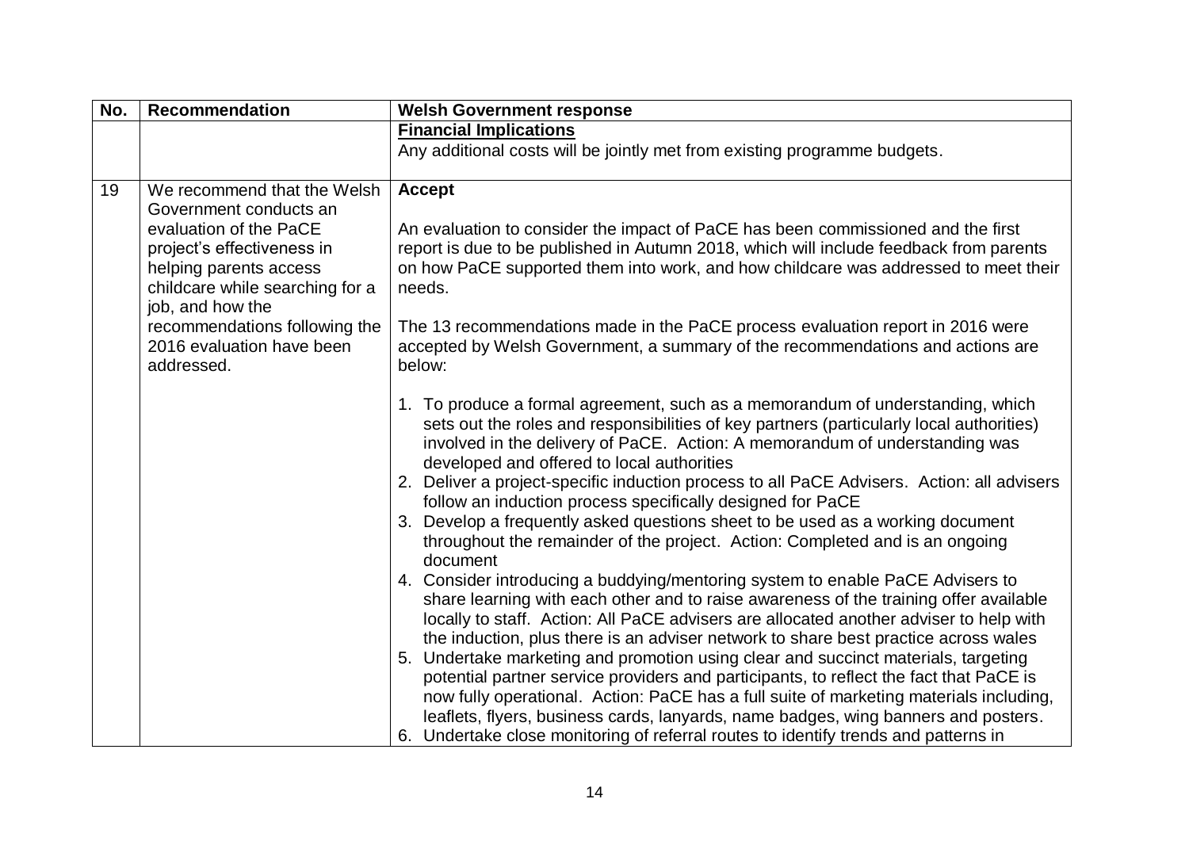| No. | Recommendation | Welsh Government response |
|---|---|---|
| | | **Financial Implications**<br>Any additional costs will be jointly met from existing programme budgets. |
| 19 | We recommend that the Welsh Government conducts an evaluation of the PaCE project's effectiveness in helping parents access childcare while searching for a job, and how the recommendations following the 2016 evaluation have been addressed. | **Accept**<br><br>An evaluation to consider the impact of PaCE has been commissioned and the first report is due to be published in Autumn 2018, which will include feedback from parents on how PaCE supported them into work, and how childcare was addressed to meet their needs.<br><br>The 13 recommendations made in the PaCE process evaluation report in 2016 were accepted by Welsh Government, a summary of the recommendations and actions are below:<br><br>1. To produce a formal agreement, such as a memorandum of understanding, which sets out the roles and responsibilities of key partners (particularly local authorities) involved in the delivery of PaCE. Action: A memorandum of understanding was developed and offered to local authorities<br>2. Deliver a project-specific induction process to all PaCE Advisers. Action: all advisers follow an induction process specifically designed for PaCE<br>3. Develop a frequently asked questions sheet to be used as a working document throughout the remainder of the project. Action: Completed and is an ongoing document<br>4. Consider introducing a buddying/mentoring system to enable PaCE Advisers to share learning with each other and to raise awareness of the training offer available locally to staff. Action: All PaCE advisers are allocated another adviser to help with the induction, plus there is an adviser network to share best practice across wales<br>5. Undertake marketing and promotion using clear and succinct materials, targeting potential partner service providers and participants, to reflect the fact that PaCE is now fully operational. Action: PaCE has a full suite of marketing materials including, leaflets, flyers, business cards, lanyards, name badges, wing banners and posters.<br>6. Undertake close monitoring of referral routes to identify trends and patterns in |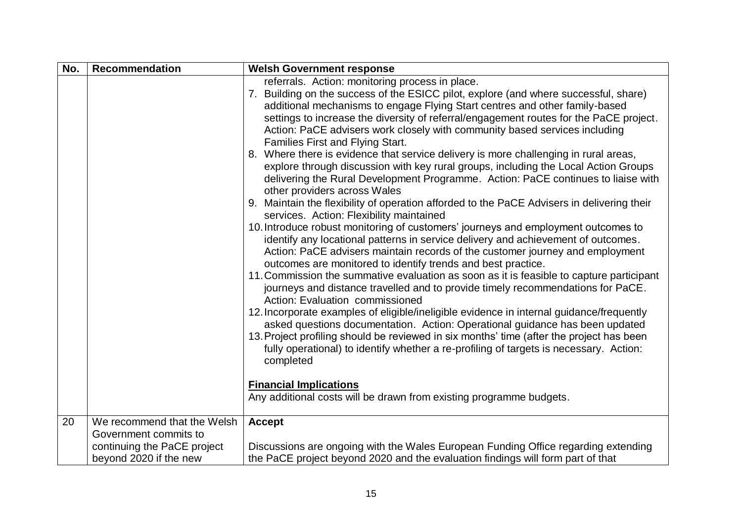| No. | Recommendation | Welsh Government response |
|---|---|---|
| | | referrals. Action: monitoring process in place.<br>7. Building on the success of the ESICC pilot, explore (and where successful, share) additional mechanisms to engage Flying Start centres and other family-based settings to increase the diversity of referral/engagement routes for the PaCE project. Action: PaCE advisers work closely with community based services including Families First and Flying Start.<br>8. Where there is evidence that service delivery is more challenging in rural areas, explore through discussion with key rural groups, including the Local Action Groups delivering the Rural Development Programme. Action: PaCE continues to liaise with other providers across Wales<br>9. Maintain the flexibility of operation afforded to the PaCE Advisers in delivering their services. Action: Flexibility maintained<br>10. Introduce robust monitoring of customers' journeys and employment outcomes to identify any locational patterns in service delivery and achievement of outcomes. Action: PaCE advisers maintain records of the customer journey and employment outcomes are monitored to identify trends and best practice.<br>11. Commission the summative evaluation as soon as it is feasible to capture participant journeys and distance travelled and to provide timely recommendations for PaCE. Action: Evaluation commissioned<br>12. Incorporate examples of eligible/ineligible evidence in internal guidance/frequently asked questions documentation. Action: Operational guidance has been updated<br>13. Project profiling should be reviewed in six months' time (after the project has been fully operational) to identify whether a re-profiling of targets is necessary. Action: completed<br><br>**Financial Implications**<br>Any additional costs will be drawn from existing programme budgets. |
| 20 | We recommend that the Welsh Government commits to continuing the PaCE project beyond 2020 if the new | **Accept**<br><br>Discussions are ongoing with the Wales European Funding Office regarding extending the PaCE project beyond 2020 and the evaluation findings will form part of that |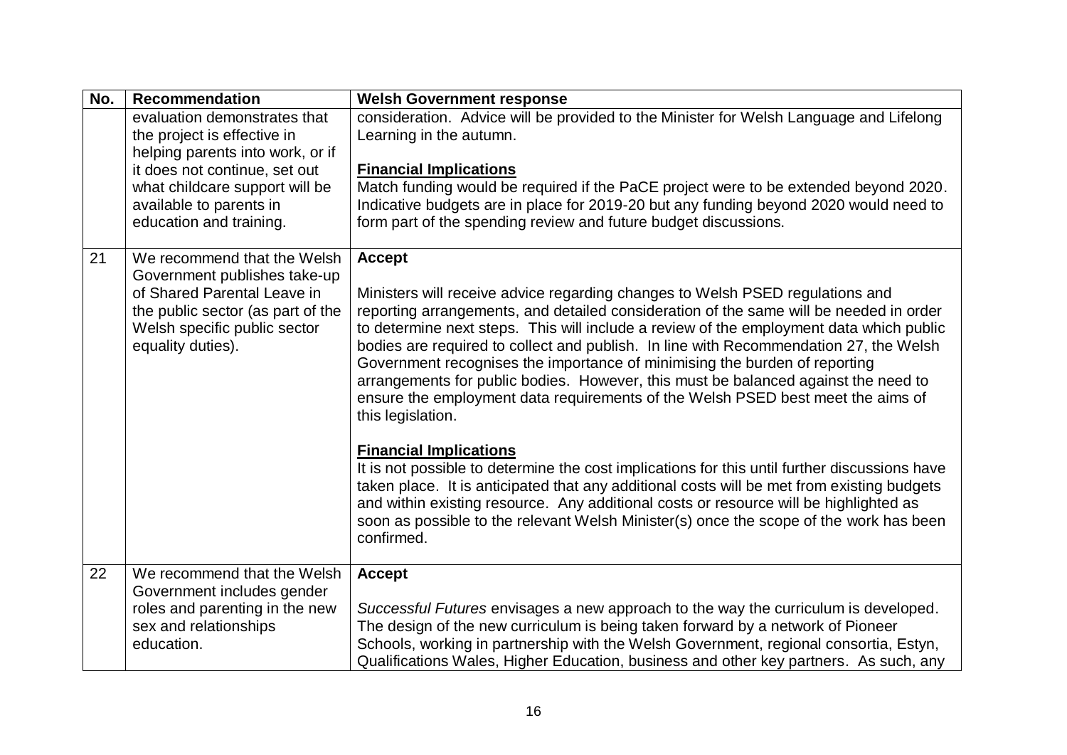| No. | Recommendation | Welsh Government response |
|---|---|---|
| | evaluation demonstrates that the project is effective in helping parents into work, or if it does not continue, set out what childcare support will be available to parents in education and training. | consideration. Advice will be provided to the Minister for Welsh Language and Lifelong Learning in the autumn.<br><br>**Financial Implications**<br>Match funding would be required if the PaCE project were to be extended beyond 2020. Indicative budgets are in place for 2019-20 but any funding beyond 2020 would need to form part of the spending review and future budget discussions. |
| 21 | We recommend that the Welsh Government publishes take-up of Shared Parental Leave in the public sector (as part of the Welsh specific public sector equality duties). | **Accept**<br><br>Ministers will receive advice regarding changes to Welsh PSED regulations and reporting arrangements, and detailed consideration of the same will be needed in order to determine next steps. This will include a review of the employment data which public bodies are required to collect and publish. In line with Recommendation 27, the Welsh Government recognises the importance of minimising the burden of reporting arrangements for public bodies. However, this must be balanced against the need to ensure the employment data requirements of the Welsh PSED best meet the aims of this legislation.<br><br>**Financial Implications**<br>It is not possible to determine the cost implications for this until further discussions have taken place. It is anticipated that any additional costs will be met from existing budgets and within existing resource. Any additional costs or resource will be highlighted as soon as possible to the relevant Welsh Minister(s) once the scope of the work has been confirmed. |
| 22 | We recommend that the Welsh Government includes gender roles and parenting in the new sex and relationships education. | **Accept**<br><br>*Successful Futures* envisages a new approach to the way the curriculum is developed. The design of the new curriculum is being taken forward by a network of Pioneer Schools, working in partnership with the Welsh Government, regional consortia, Estyn, Qualifications Wales, Higher Education, business and other key partners. As such, any |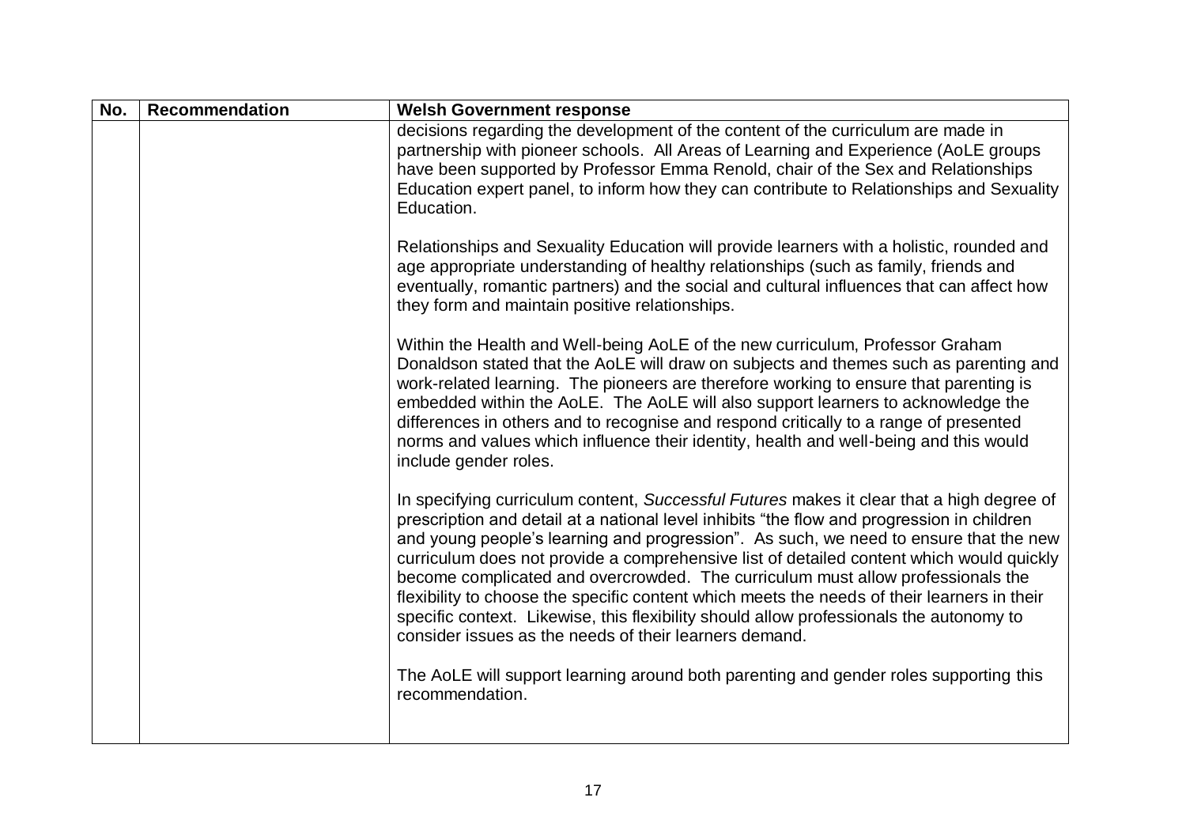| No. | Recommendation | Welsh Government response |
|---|---|---|
| | | decisions regarding the development of the content of the curriculum are made in partnership with pioneer schools. All Areas of Learning and Experience (AoLE groups have been supported by Professor Emma Renold, chair of the Sex and Relationships Education expert panel, to inform how they can contribute to Relationships and Sexuality Education.<br><br>Relationships and Sexuality Education will provide learners with a holistic, rounded and age appropriate understanding of healthy relationships (such as family, friends and eventually, romantic partners) and the social and cultural influences that can affect how they form and maintain positive relationships.<br><br>Within the Health and Well-being AoLE of the new curriculum, Professor Graham Donaldson stated that the AoLE will draw on subjects and themes such as parenting and work-related learning. The pioneers are therefore working to ensure that parenting is embedded within the AoLE. The AoLE will also support learners to acknowledge the differences in others and to recognise and respond critically to a range of presented norms and values which influence their identity, health and well-being and this would include gender roles.<br><br>In specifying curriculum content, *Successful Futures* makes it clear that a high degree of prescription and detail at a national level inhibits "the flow and progression in children and young people's learning and progression". As such, we need to ensure that the new curriculum does not provide a comprehensive list of detailed content which would quickly become complicated and overcrowded. The curriculum must allow professionals the flexibility to choose the specific content which meets the needs of their learners in their specific context. Likewise, this flexibility should allow professionals the autonomy to consider issues as the needs of their learners demand.<br><br>The AoLE will support learning around both parenting and gender roles supporting this recommendation. |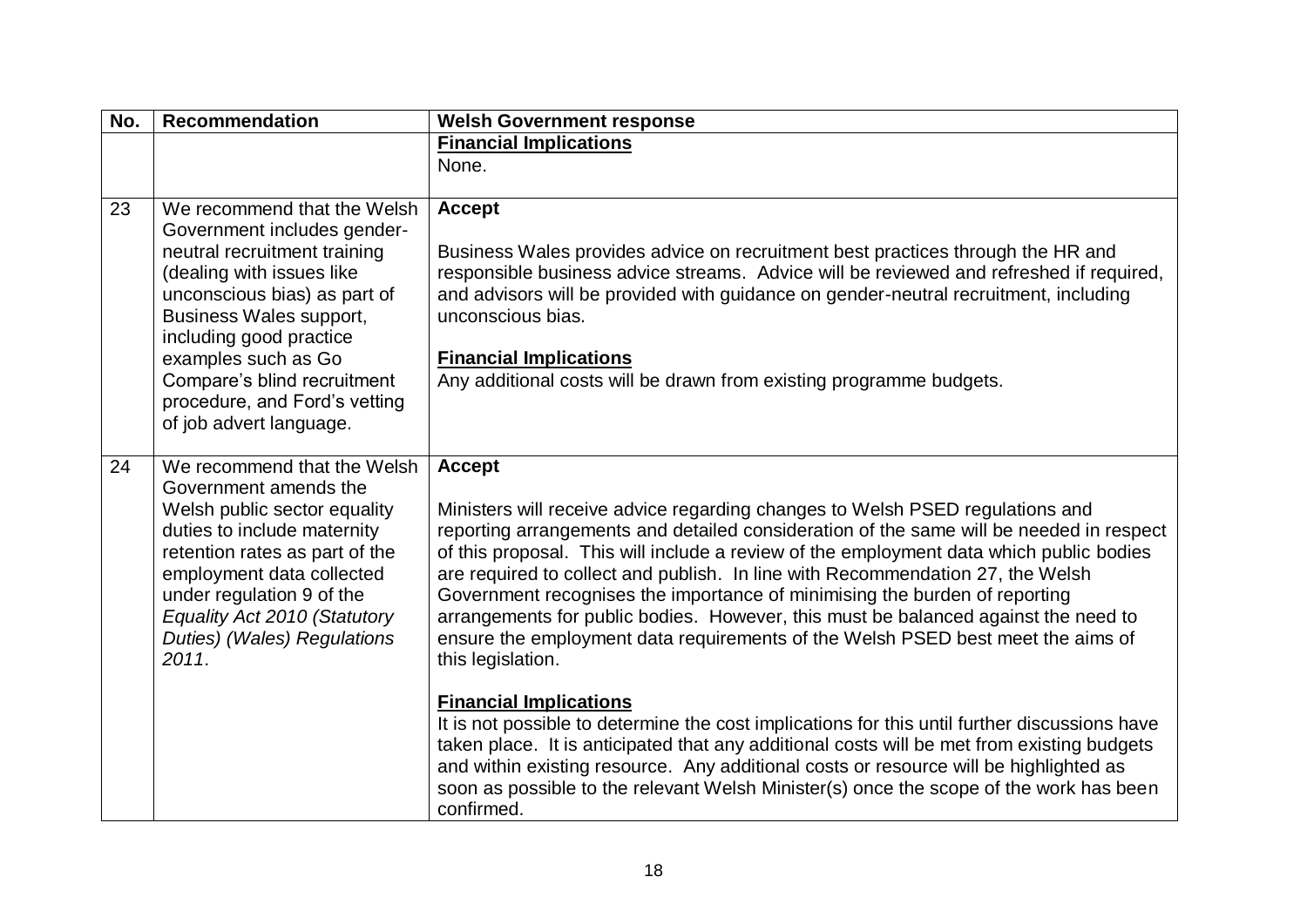| No. | Recommendation | Welsh Government response |
|---|---|---|
| | | **Financial Implications**<br>None. |
| 23 | We recommend that the Welsh Government includes gender-neutral recruitment training (dealing with issues like unconscious bias) as part of Business Wales support, including good practice examples such as Go Compare's blind recruitment procedure, and Ford's vetting of job advert language. | **Accept**<br><br>Business Wales provides advice on recruitment best practices through the HR and responsible business advice streams. Advice will be reviewed and refreshed if required, and advisors will be provided with guidance on gender-neutral recruitment, including unconscious bias.<br><br>**Financial Implications**<br>Any additional costs will be drawn from existing programme budgets. |
| 24 | We recommend that the Welsh Government amends the Welsh public sector equality duties to include maternity retention rates as part of the employment data collected under regulation 9 of the *Equality Act 2010 (Statutory Duties) (Wales) Regulations 2011*. | **Accept**<br><br>Ministers will receive advice regarding changes to Welsh PSED regulations and reporting arrangements and detailed consideration of the same will be needed in respect of this proposal. This will include a review of the employment data which public bodies are required to collect and publish. In line with Recommendation 27, the Welsh Government recognises the importance of minimising the burden of reporting arrangements for public bodies. However, this must be balanced against the need to ensure the employment data requirements of the Welsh PSED best meet the aims of this legislation.<br><br>**Financial Implications**<br>It is not possible to determine the cost implications for this until further discussions have taken place. It is anticipated that any additional costs will be met from existing budgets and within existing resource. Any additional costs or resource will be highlighted as soon as possible to the relevant Welsh Minister(s) once the scope of the work has been confirmed. |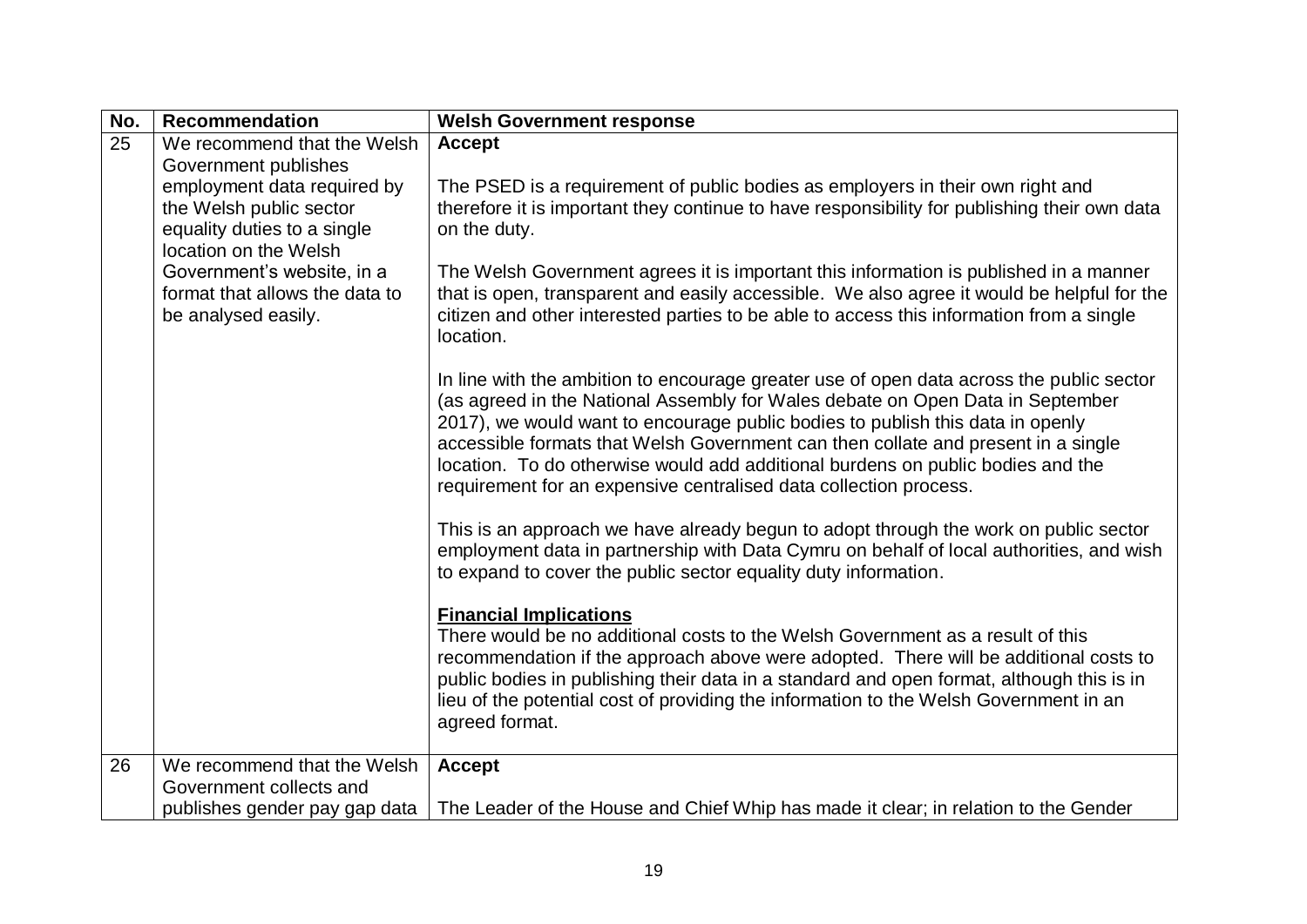| No. | Recommendation | Welsh Government response |
|---|---|---|
| 25 | We recommend that the Welsh Government publishes employment data required by the Welsh public sector equality duties to a single location on the Welsh Government's website, in a format that allows the data to be analysed easily. | **Accept**<br><br>The PSED is a requirement of public bodies as employers in their own right and therefore it is important they continue to have responsibility for publishing their own data on the duty.<br><br>The Welsh Government agrees it is important this information is published in a manner that is open, transparent and easily accessible. We also agree it would be helpful for the citizen and other interested parties to be able to access this information from a single location.<br><br>In line with the ambition to encourage greater use of open data across the public sector (as agreed in the National Assembly for Wales debate on Open Data in September 2017), we would want to encourage public bodies to publish this data in openly accessible formats that Welsh Government can then collate and present in a single location. To do otherwise would add additional burdens on public bodies and the requirement for an expensive centralised data collection process.<br><br>This is an approach we have already begun to adopt through the work on public sector employment data in partnership with Data Cymru on behalf of local authorities, and wish to expand to cover the public sector equality duty information.<br><br>**<u>Financial Implications</u>**<br>There would be no additional costs to the Welsh Government as a result of this recommendation if the approach above were adopted. There will be additional costs to public bodies in publishing their data in a standard and open format, although this is in lieu of the potential cost of providing the information to the Welsh Government in an agreed format. |
| 26 | We recommend that the Welsh Government collects and publishes gender pay gap data | **Accept**<br><br>The Leader of the House and Chief Whip has made it clear; in relation to the Gender |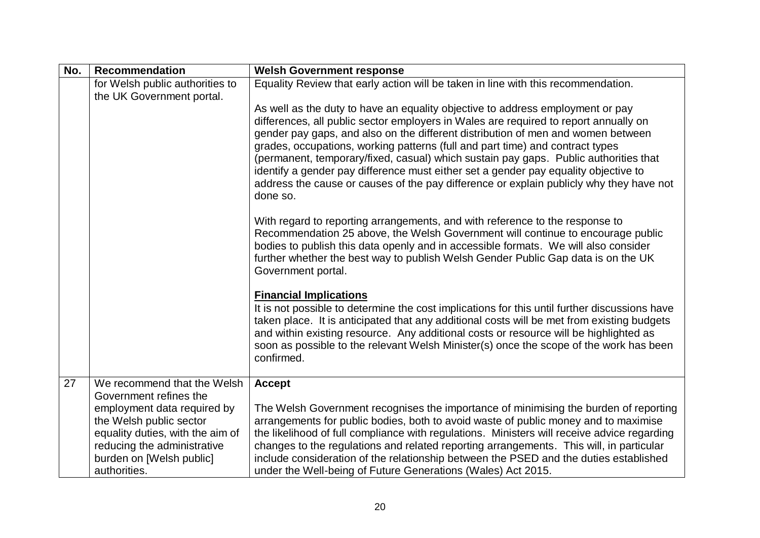| No. | Recommendation | Welsh Government response |
|---|---|---|
| | for Welsh public authorities to the UK Government portal. | Equality Review that early action will be taken in line with this recommendation.<br><br>As well as the duty to have an equality objective to address employment or pay differences, all public sector employers in Wales are required to report annually on gender pay gaps, and also on the different distribution of men and women between grades, occupations, working patterns (full and part time) and contract types (permanent, temporary/fixed, casual) which sustain pay gaps. Public authorities that identify a gender pay difference must either set a gender pay equality objective to address the cause or causes of the pay difference or explain publicly why they have not done so.<br><br>With regard to reporting arrangements, and with reference to the response to Recommendation 25 above, the Welsh Government will continue to encourage public bodies to publish this data openly and in accessible formats. We will also consider further whether the best way to publish Welsh Gender Public Gap data is on the UK Government portal.<br><br>**Financial Implications**<br>It is not possible to determine the cost implications for this until further discussions have taken place. It is anticipated that any additional costs will be met from existing budgets and within existing resource. Any additional costs or resource will be highlighted as soon as possible to the relevant Welsh Minister(s) once the scope of the work has been confirmed. |
| 27 | We recommend that the Welsh Government refines the employment data required by the Welsh public sector equality duties, with the aim of reducing the administrative burden on [Welsh public] authorities. | **Accept**<br><br>The Welsh Government recognises the importance of minimising the burden of reporting arrangements for public bodies, both to avoid waste of public money and to maximise the likelihood of full compliance with regulations. Ministers will receive advice regarding changes to the regulations and related reporting arrangements. This will, in particular include consideration of the relationship between the PSED and the duties established under the Well-being of Future Generations (Wales) Act 2015. |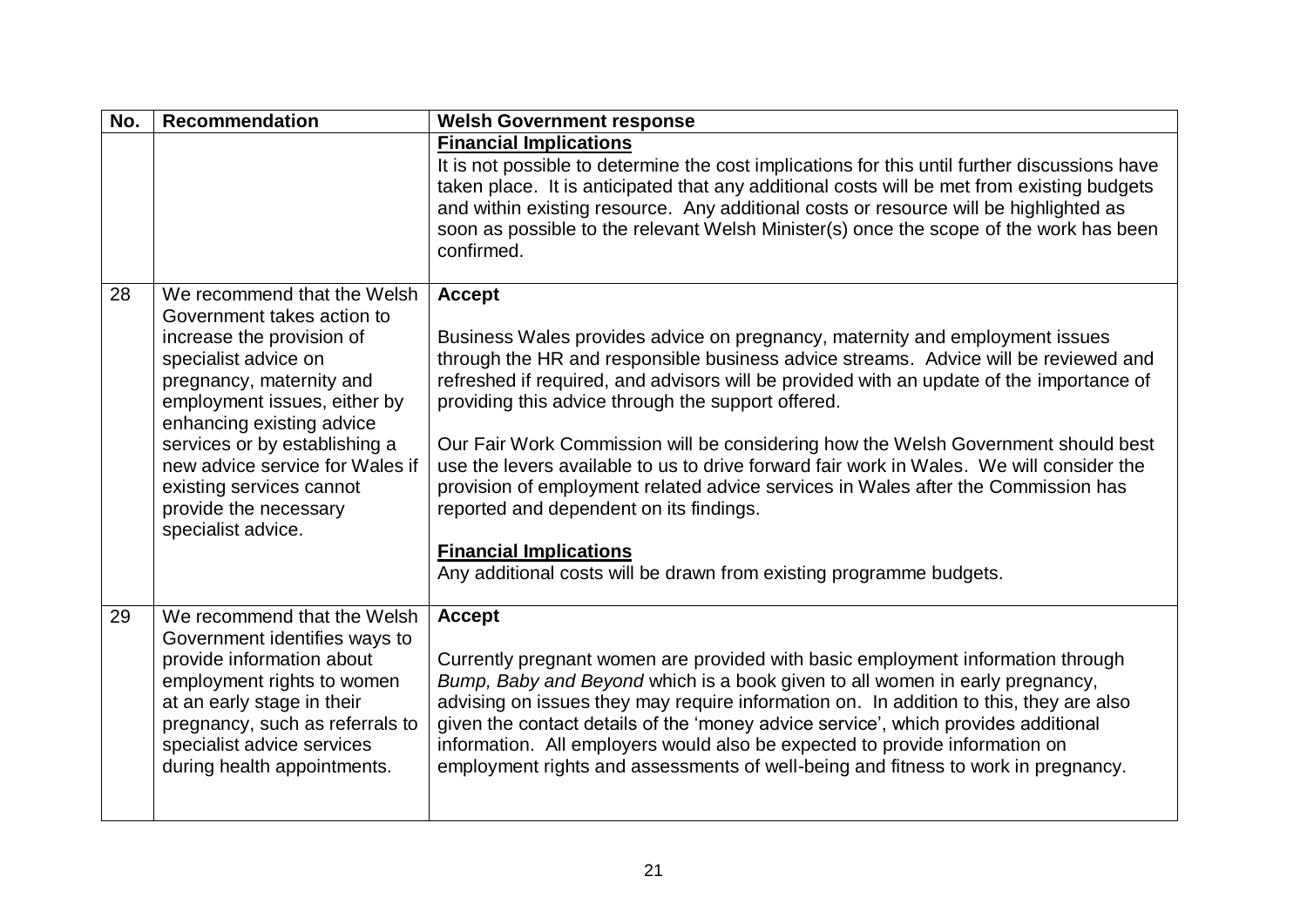| No. | Recommendation | Welsh Government response |
|---|---|---|
| | | **Financial Implications**<br>It is not possible to determine the cost implications for this until further discussions have taken place. It is anticipated that any additional costs will be met from existing budgets and within existing resource. Any additional costs or resource will be highlighted as soon as possible to the relevant Welsh Minister(s) once the scope of the work has been confirmed. |
| 28 | We recommend that the Welsh Government takes action to increase the provision of specialist advice on pregnancy, maternity and employment issues, either by enhancing existing advice services or by establishing a new advice service for Wales if existing services cannot provide the necessary specialist advice. | **Accept**<br><br>Business Wales provides advice on pregnancy, maternity and employment issues through the HR and responsible business advice streams. Advice will be reviewed and refreshed if required, and advisors will be provided with an update of the importance of providing this advice through the support offered.<br><br>Our Fair Work Commission will be considering how the Welsh Government should best use the levers available to us to drive forward fair work in Wales. We will consider the provision of employment related advice services in Wales after the Commission has reported and dependent on its findings.<br><br>**Financial Implications**<br>Any additional costs will be drawn from existing programme budgets. |
| 29 | We recommend that the Welsh Government identifies ways to provide information about employment rights to women at an early stage in their pregnancy, such as referrals to specialist advice services during health appointments. | **Accept**<br><br>Currently pregnant women are provided with basic employment information through *Bump, Baby and Beyond* which is a book given to all women in early pregnancy, advising on issues they may require information on. In addition to this, they are also given the contact details of the 'money advice service', which provides additional information. All employers would also be expected to provide information on employment rights and assessments of well-being and fitness to work in pregnancy. |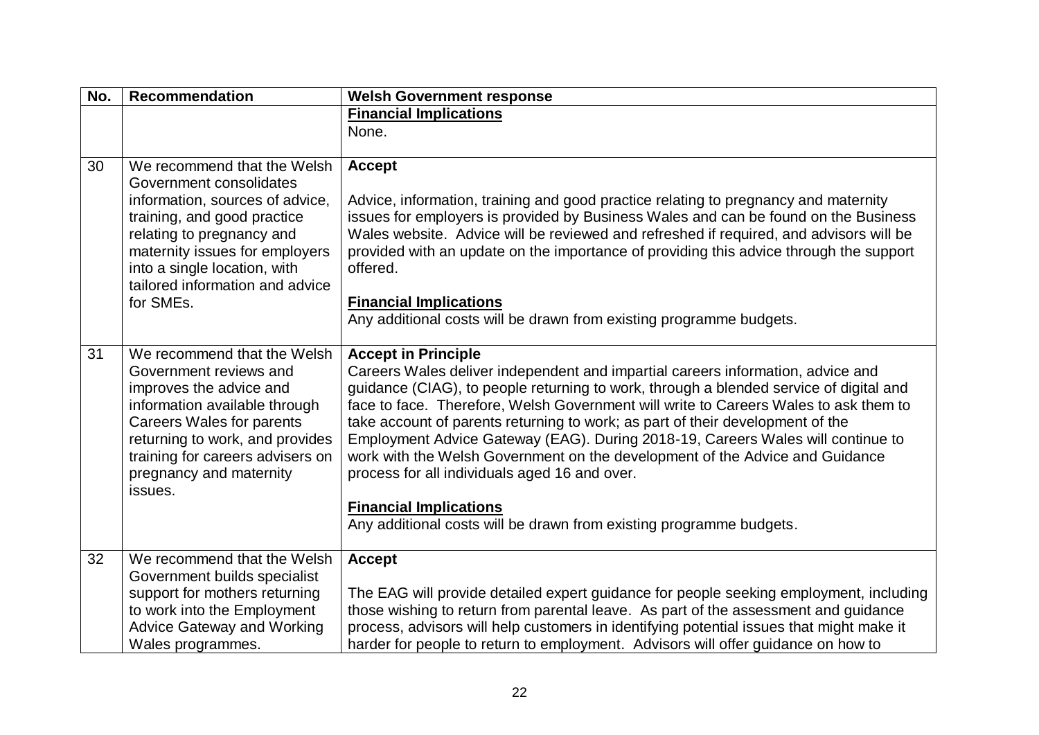| No. | Recommendation | Welsh Government response |
| --- | --- | --- |
| | | **Financial Implications**<br>None. |
| 30 | We recommend that the Welsh Government consolidates information, sources of advice, training, and good practice relating to pregnancy and maternity issues for employers into a single location, with tailored information and advice for SMEs. | **Accept**<br><br>Advice, information, training and good practice relating to pregnancy and maternity issues for employers is provided by Business Wales and can be found on the Business Wales website. Advice will be reviewed and refreshed if required, and advisors will be provided with an update on the importance of providing this advice through the support offered.<br><br>**Financial Implications**<br>Any additional costs will be drawn from existing programme budgets. |
| 31 | We recommend that the Welsh Government reviews and improves the advice and information available through Careers Wales for parents returning to work, and provides training for careers advisers on pregnancy and maternity issues. | **Accept in Principle**<br>Careers Wales deliver independent and impartial careers information, advice and guidance (CIAG), to people returning to work, through a blended service of digital and face to face. Therefore, Welsh Government will write to Careers Wales to ask them to take account of parents returning to work; as part of their development of the Employment Advice Gateway (EAG). During 2018-19, Careers Wales will continue to work with the Welsh Government on the development of the Advice and Guidance process for all individuals aged 16 and over.<br><br>**Financial Implications**<br>Any additional costs will be drawn from existing programme budgets. |
| 32 | We recommend that the Welsh Government builds specialist support for mothers returning to work into the Employment Advice Gateway and Working Wales programmes. | **Accept**<br><br>The EAG will provide detailed expert guidance for people seeking employment, including those wishing to return from parental leave. As part of the assessment and guidance process, advisors will help customers in identifying potential issues that might make it harder for people to return to employment. Advisors will offer guidance on how to |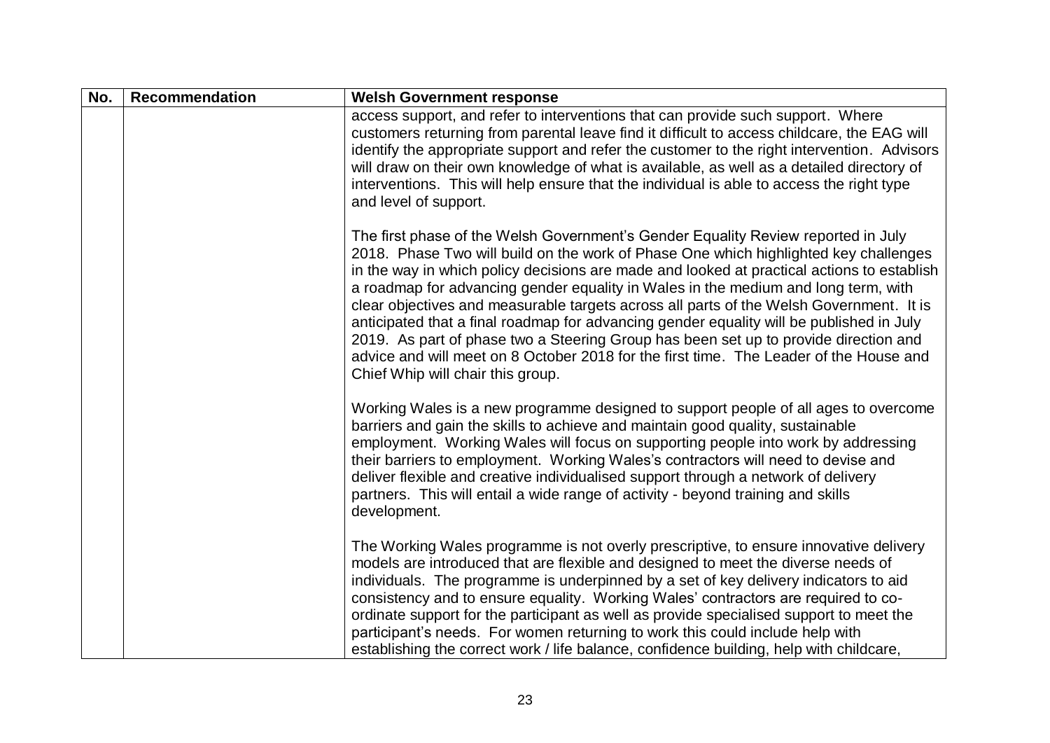| No. | Recommendation | Welsh Government response |
|---|---|---|
| | | access support, and refer to interventions that can provide such support. Where customers returning from parental leave find it difficult to access childcare, the EAG will identify the appropriate support and refer the customer to the right intervention. Advisors will draw on their own knowledge of what is available, as well as a detailed directory of interventions. This will help ensure that the individual is able to access the right type and level of support.<br><br>The first phase of the Welsh Government's Gender Equality Review reported in July 2018. Phase Two will build on the work of Phase One which highlighted key challenges in the way in which policy decisions are made and looked at practical actions to establish a roadmap for advancing gender equality in Wales in the medium and long term, with clear objectives and measurable targets across all parts of the Welsh Government. It is anticipated that a final roadmap for advancing gender equality will be published in July 2019. As part of phase two a Steering Group has been set up to provide direction and advice and will meet on 8 October 2018 for the first time. The Leader of the House and Chief Whip will chair this group.<br><br>Working Wales is a new programme designed to support people of all ages to overcome barriers and gain the skills to achieve and maintain good quality, sustainable employment. Working Wales will focus on supporting people into work by addressing their barriers to employment. Working Wales's contractors will need to devise and deliver flexible and creative individualised support through a network of delivery partners. This will entail a wide range of activity - beyond training and skills development.<br><br>The Working Wales programme is not overly prescriptive, to ensure innovative delivery models are introduced that are flexible and designed to meet the diverse needs of individuals. The programme is underpinned by a set of key delivery indicators to aid consistency and to ensure equality. Working Wales' contractors are required to co-ordinate support for the participant as well as provide specialised support to meet the participant's needs. For women returning to work this could include help with establishing the correct work / life balance, confidence building, help with childcare, |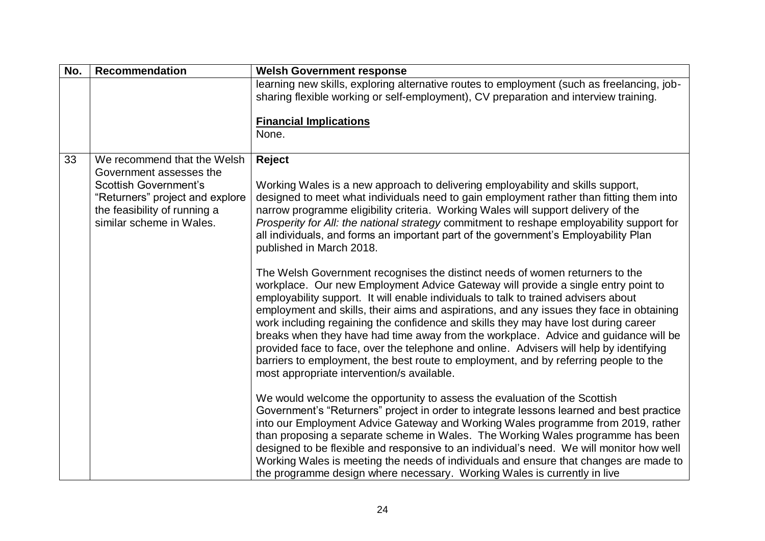| No. | Recommendation | Welsh Government response |
|---|---|---|
| | | learning new skills, exploring alternative routes to employment (such as freelancing, job-sharing flexible working or self-employment), CV preparation and interview training.<br><br>**Financial Implications**<br>None. |
| 33 | We recommend that the Welsh Government assesses the Scottish Government's "Returners" project and explore the feasibility of running a similar scheme in Wales. | **Reject**<br><br>Working Wales is a new approach to delivering employability and skills support, designed to meet what individuals need to gain employment rather than fitting them into narrow programme eligibility criteria. Working Wales will support delivery of the *Prosperity for All: the national strategy* commitment to reshape employability support for all individuals, and forms an important part of the government's Employability Plan published in March 2018.<br><br>The Welsh Government recognises the distinct needs of women returners to the workplace. Our new Employment Advice Gateway will provide a single entry point to employability support. It will enable individuals to talk to trained advisers about employment and skills, their aims and aspirations, and any issues they face in obtaining work including regaining the confidence and skills they may have lost during career breaks when they have had time away from the workplace. Advice and guidance will be provided face to face, over the telephone and online. Advisers will help by identifying barriers to employment, the best route to employment, and by referring people to the most appropriate intervention/s available.<br><br>We would welcome the opportunity to assess the evaluation of the Scottish Government's "Returners" project in order to integrate lessons learned and best practice into our Employment Advice Gateway and Working Wales programme from 2019, rather than proposing a separate scheme in Wales. The Working Wales programme has been designed to be flexible and responsive to an individual's need. We will monitor how well Working Wales is meeting the needs of individuals and ensure that changes are made to the programme design where necessary. Working Wales is currently in live |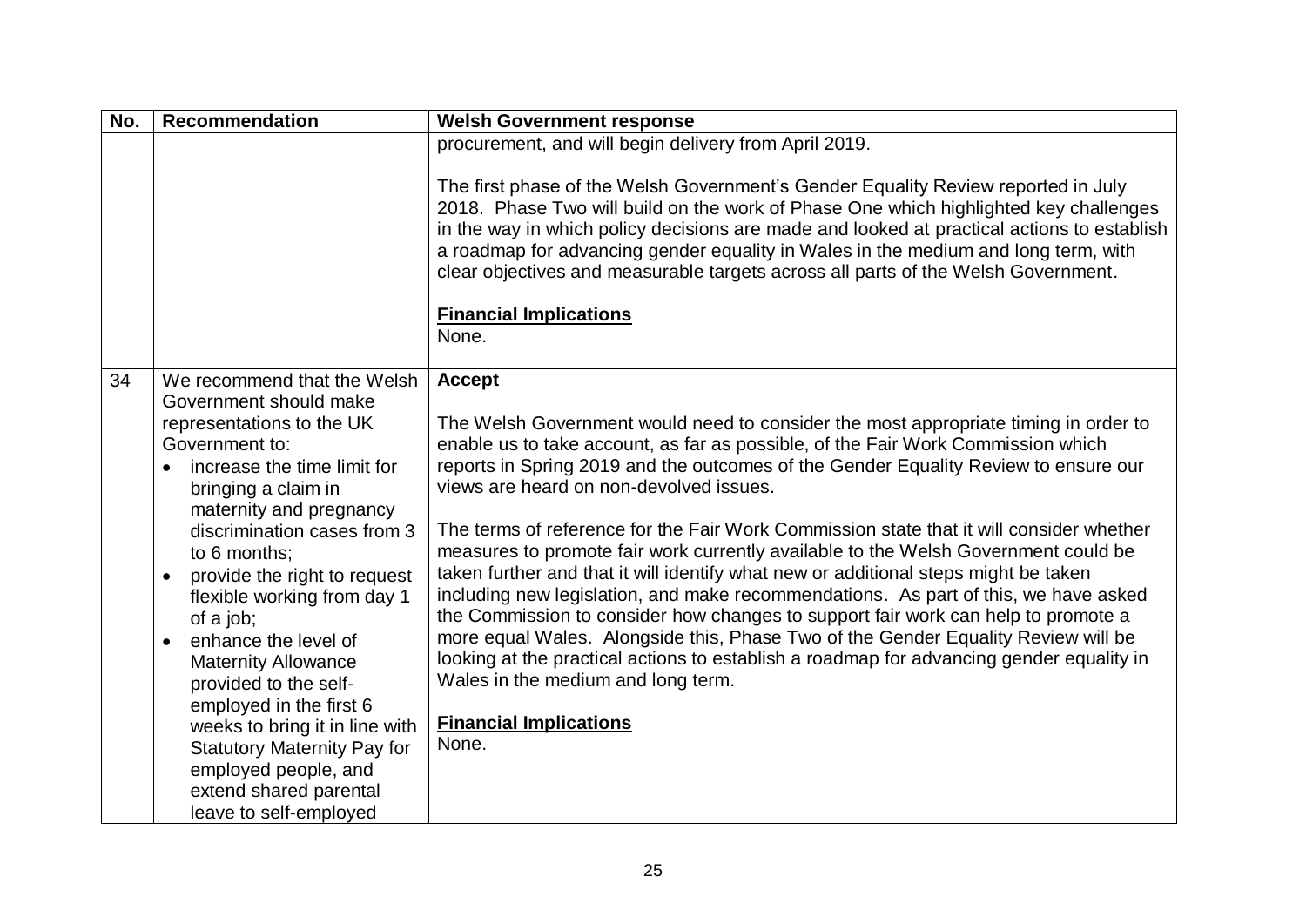| No. | Recommendation | Welsh Government response |
|---|---|---|
| | | procurement, and will begin delivery from April 2019.<br><br>The first phase of the Welsh Government's Gender Equality Review reported in July 2018. Phase Two will build on the work of Phase One which highlighted key challenges in the way in which policy decisions are made and looked at practical actions to establish a roadmap for advancing gender equality in Wales in the medium and long term, with clear objectives and measurable targets across all parts of the Welsh Government.<br><br>**Financial Implications**<br>None. |
| 34 | We recommend that the Welsh Government should make representations to the UK Government to:<br>• increase the time limit for bringing a claim in maternity and pregnancy discrimination cases from 3 to 6 months;<br>• provide the right to request flexible working from day 1 of a job;<br>• enhance the level of Maternity Allowance provided to the self-employed in the first 6 weeks to bring it in line with Statutory Maternity Pay for employed people, and extend shared parental leave to self-employed | **Accept**<br><br>The Welsh Government would need to consider the most appropriate timing in order to enable us to take account, as far as possible, of the Fair Work Commission which reports in Spring 2019 and the outcomes of the Gender Equality Review to ensure our views are heard on non-devolved issues.<br><br>The terms of reference for the Fair Work Commission state that it will consider whether measures to promote fair work currently available to the Welsh Government could be taken further and that it will identify what new or additional steps might be taken including new legislation, and make recommendations. As part of this, we have asked the Commission to consider how changes to support fair work can help to promote a more equal Wales. Alongside this, Phase Two of the Gender Equality Review will be looking at the practical actions to establish a roadmap for advancing gender equality in Wales in the medium and long term.<br><br>**Financial Implications**<br>None. |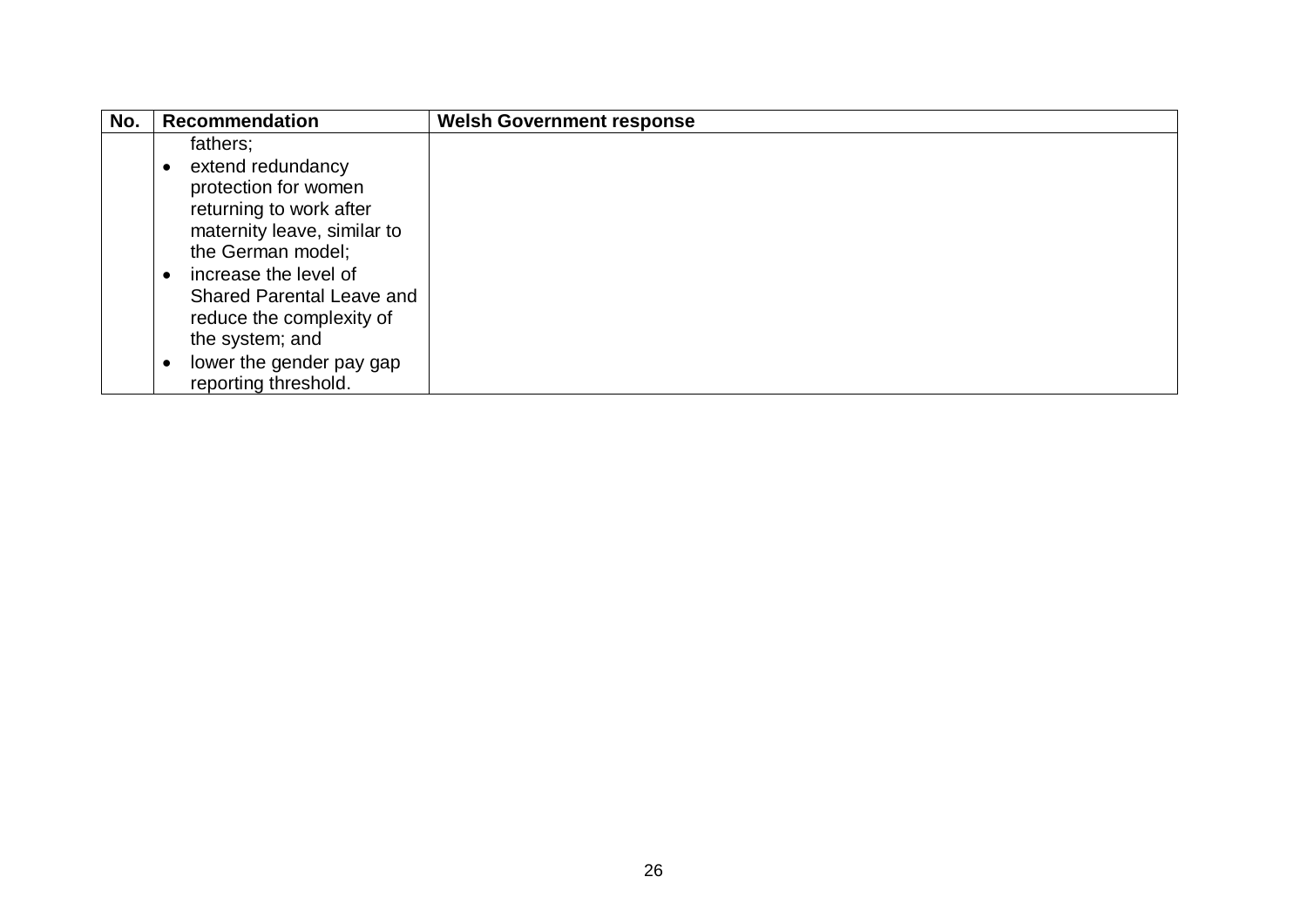| No. | Recommendation | Welsh Government response |
|---|---|---|
| | fathers;<br>• extend redundancy protection for women returning to work after maternity leave, similar to the German model;<br>• increase the level of Shared Parental Leave and reduce the complexity of the system; and<br>• lower the gender pay gap reporting threshold. | |